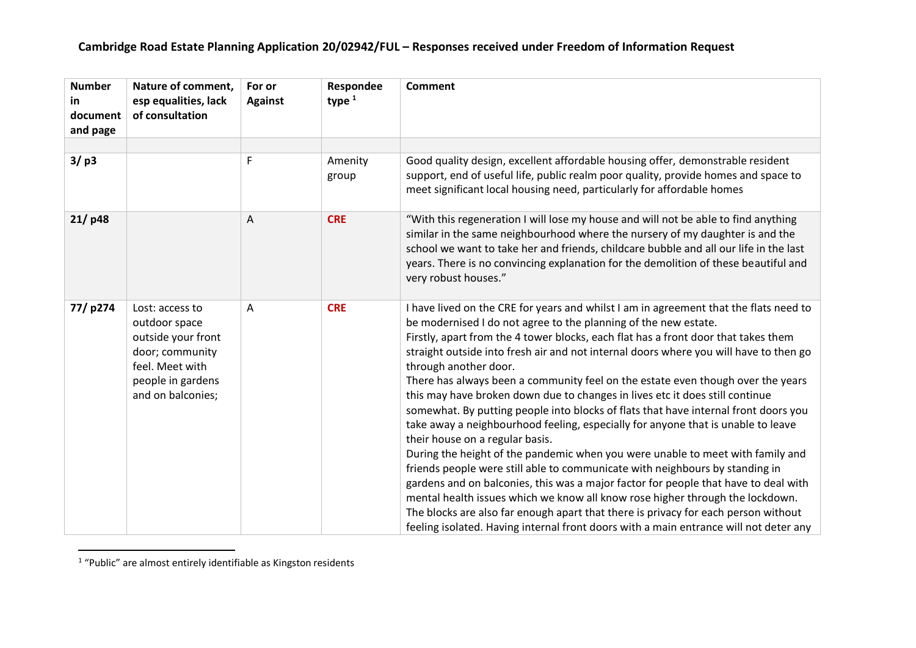## Cambridge Road Estate Planning Application 20/02942/FUL – Responses received under Freedom of Information Request

| Number in document and page | Nature of comment, esp equalities, lack of consultation | For or Against | Respondee type [1] | Comment |
|---|---|---|---|---|
| | | | | |
| **3/ p3** | | F | Amenity group | Good quality design, excellent affordable housing offer, demonstrable resident support, end of useful life, public realm poor quality, provide homes and space to meet significant local housing need, particularly for affordable homes |
| **21/ p48** | | A | **CRE** | "With this regeneration I will lose my house and will not be able to find anything similar in the same neighbourhood where the nursery of my daughter is and the school we want to take her and friends, childcare bubble and all our life in the last years. There is no convincing explanation for the demolition of these beautiful and very robust houses." |
| **77/ p274** | Lost: access to outdoor space outside your front door; community feel. Meet with people in gardens and on balconies; | A | **CRE** | I have lived on the CRE for years and whilst I am in agreement that the flats need to be modernised I do not agree to the planning of the new estate.<br>Firstly, apart from the 4 tower blocks, each flat has a front door that takes them straight outside into fresh air and not internal doors where you will have to then go through another door.<br>There has always been a community feel on the estate even though over the years this may have broken down due to changes in lives etc it does still continue somewhat. By putting people into blocks of flats that have internal front doors you take away a neighbourhood feeling, especially for anyone that is unable to leave their house on a regular basis.<br>During the height of the pandemic when you were unable to meet with family and friends people were still able to communicate with neighbours by standing in gardens and on balconies, this was a major factor for people that have to deal with mental health issues which we know all know rose higher through the lockdown.<br>The blocks are also far enough apart that there is privacy for each person without feeling isolated. Having internal front doors with a main entrance will not deter any |

[1] "Public" are almost entirely identifiable as Kingston residents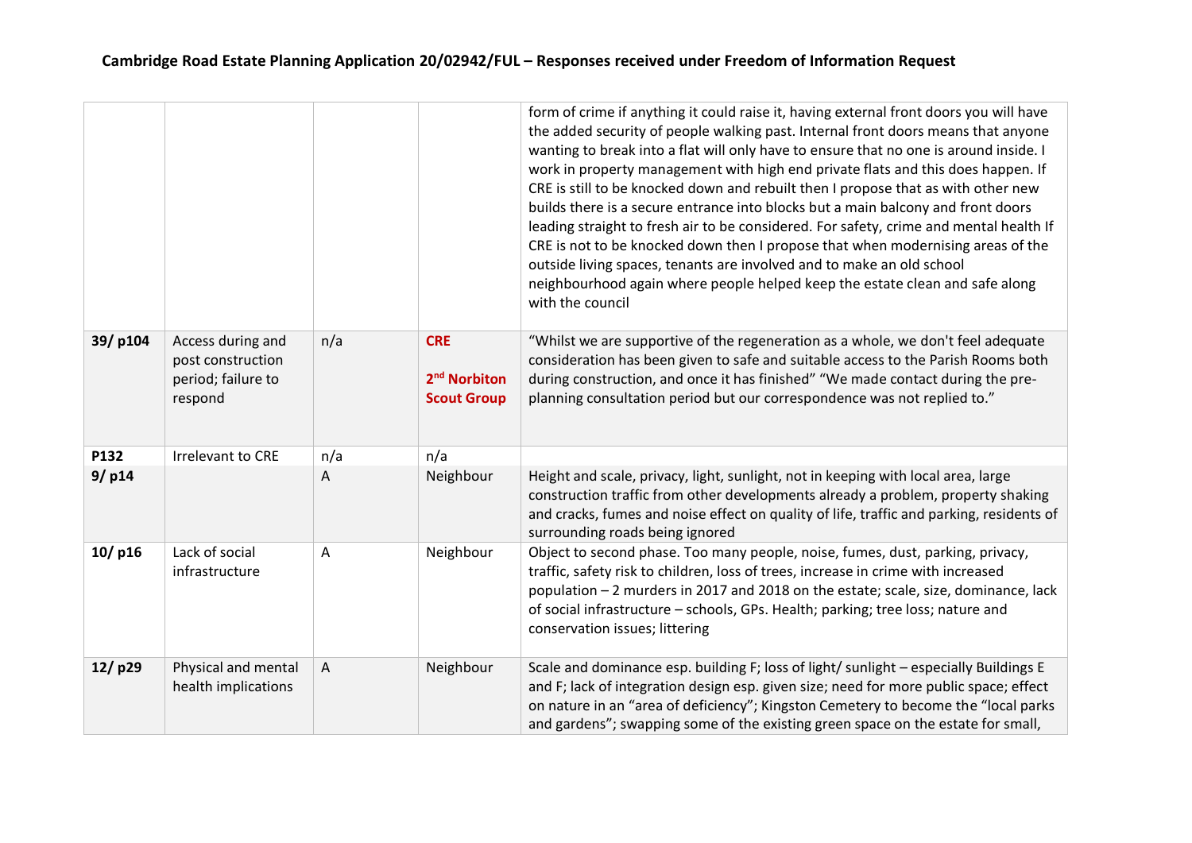## Cambridge Road Estate Planning Application 20/02942/FUL – Responses received under Freedom of Information Request

| | | | | |
|---|---|---|---|---|
| | | | | form of crime if anything it could raise it, having external front doors you will have the added security of people walking past. Internal front doors means that anyone wanting to break into a flat will only have to ensure that no one is around inside. I work in property management with high end private flats and this does happen. If CRE is still to be knocked down and rebuilt then I propose that as with other new builds there is a secure entrance into blocks but a main balcony and front doors leading straight to fresh air to be considered. For safety, crime and mental health If CRE is not to be knocked down then I propose that when modernising areas of the outside living spaces, tenants are involved and to make an old school neighbourhood again where people helped keep the estate clean and safe along with the council |
| **39/ p104** | Access during and post construction period; failure to respond | n/a | **CRE** **2nd Norbiton Scout Group** | "Whilst we are supportive of the regeneration as a whole, we don't feel adequate consideration has been given to safe and suitable access to the Parish Rooms both during construction, and once it has finished" "We made contact during the pre-planning consultation period but our correspondence was not replied to." |
| **P132** | Irrelevant to CRE | n/a | n/a | |
| **9/ p14** | | A | Neighbour | Height and scale, privacy, light, sunlight, not in keeping with local area, large construction traffic from other developments already a problem, property shaking and cracks, fumes and noise effect on quality of life, traffic and parking, residents of surrounding roads being ignored |
| **10/ p16** | Lack of social infrastructure | A | Neighbour | Object to second phase. Too many people, noise, fumes, dust, parking, privacy, traffic, safety risk to children, loss of trees, increase in crime with increased population – 2 murders in 2017 and 2018 on the estate; scale, size, dominance, lack of social infrastructure – schools, GPs. Health; parking; tree loss; nature and conservation issues; littering |
| **12/ p29** | Physical and mental health implications | A | Neighbour | Scale and dominance esp. building F; loss of light/ sunlight – especially Buildings E and F; lack of integration design esp. given size; need for more public space; effect on nature in an "area of deficiency"; Kingston Cemetery to become the "local parks and gardens"; swapping some of the existing green space on the estate for small, |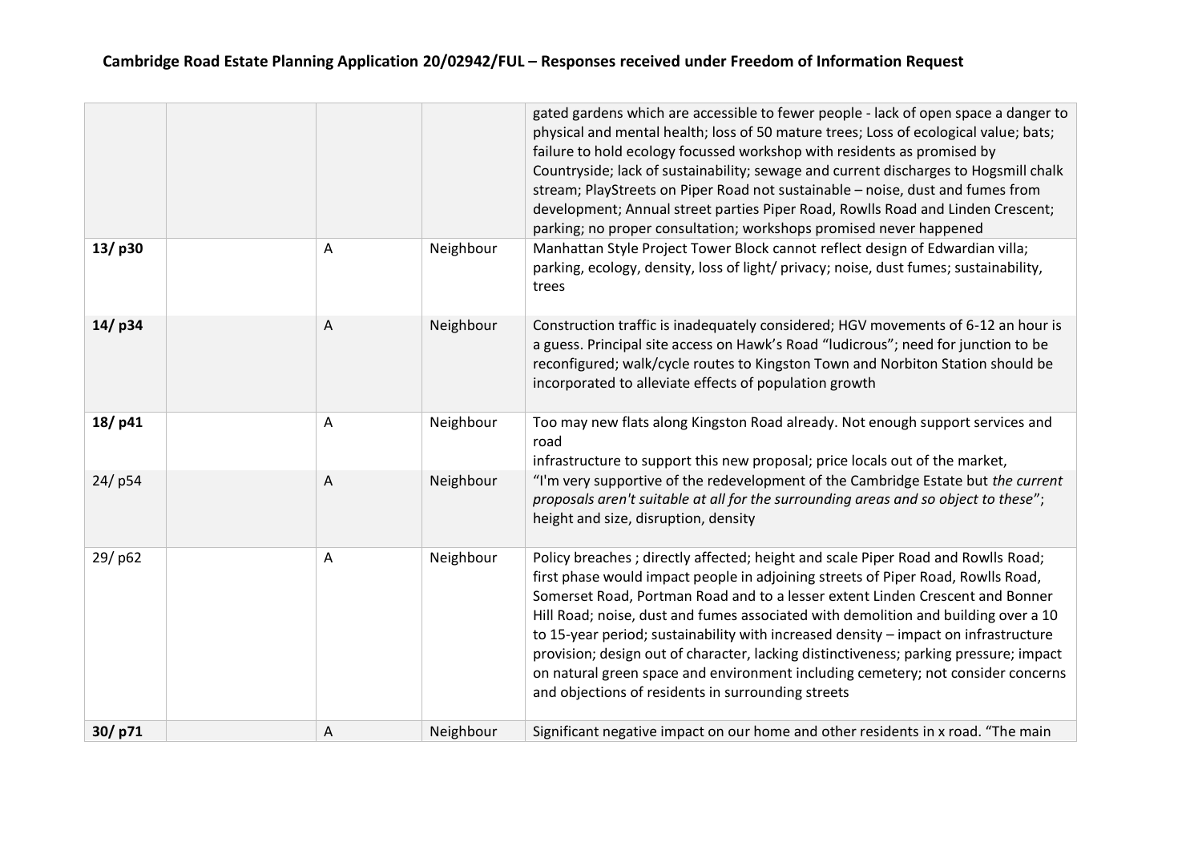**Cambridge Road Estate Planning Application 20/02942/FUL – Responses received under Freedom of Information Request**

| | | | | |
|---|---|---|---|---|
| | | | | gated gardens which are accessible to fewer people - lack of open space a danger to physical and mental health; loss of 50 mature trees; Loss of ecological value; bats; failure to hold ecology focussed workshop with residents as promised by Countryside; lack of sustainability; sewage and current discharges to Hogsmill chalk stream; PlayStreets on Piper Road not sustainable – noise, dust and fumes from development; Annual street parties Piper Road, Rowlls Road and Linden Crescent; parking; no proper consultation; workshops promised never happened |
| **13/ p30** | | A | Neighbour | Manhattan Style Project Tower Block cannot reflect design of Edwardian villa; parking, ecology, density, loss of light/ privacy; noise, dust fumes; sustainability, trees |
| **14/ p34** | | A | Neighbour | Construction traffic is inadequately considered; HGV movements of 6-12 an hour is a guess. Principal site access on Hawk's Road "ludicrous"; need for junction to be reconfigured; walk/cycle routes to Kingston Town and Norbiton Station should be incorporated to alleviate effects of population growth |
| **18/ p41** | | A | Neighbour | Too may new flats along Kingston Road already. Not enough support services and road<br>infrastructure to support this new proposal; price locals out of the market, |
| 24/ p54 | | A | Neighbour | "I'm very supportive of the redevelopment of the Cambridge Estate but *the current proposals aren't suitable at all for the surrounding areas and so object to these*"; height and size, disruption, density |
| 29/ p62 | | A | Neighbour | Policy breaches ; directly affected; height and scale Piper Road and Rowlls Road; first phase would impact people in adjoining streets of Piper Road, Rowlls Road, Somerset Road, Portman Road and to a lesser extent Linden Crescent and Bonner Hill Road; noise, dust and fumes associated with demolition and building over a 10 to 15-year period; sustainability with increased density – impact on infrastructure provision; design out of character, lacking distinctiveness; parking pressure; impact on natural green space and environment including cemetery; not consider concerns and objections of residents in surrounding streets |
| **30/ p71** | | A | Neighbour | Significant negative impact on our home and other residents in x road. "The main |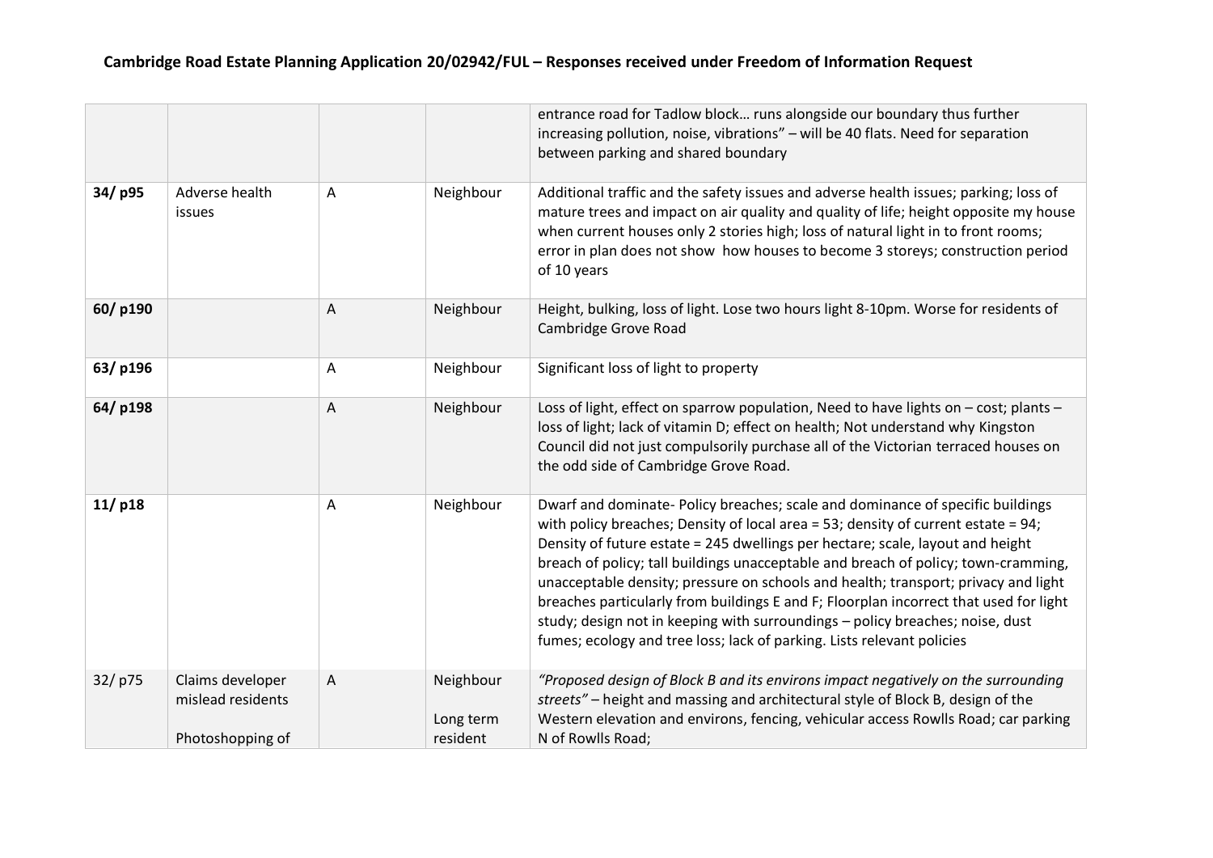# Cambridge Road Estate Planning Application 20/02942/FUL – Responses received under Freedom of Information Request

| | | | | |
|---|---|---|---|---|
| | | | | entrance road for Tadlow block… runs alongside our boundary thus further increasing pollution, noise, vibrations" – will be 40 flats. Need for separation between parking and shared boundary |
| **34/ p95** | Adverse health issues | A | Neighbour | Additional traffic and the safety issues and adverse health issues; parking; loss of mature trees and impact on air quality and quality of life; height opposite my house when current houses only 2 stories high; loss of natural light in to front rooms; error in plan does not show how houses to become 3 storeys; construction period of 10 years |
| **60/ p190** | | A | Neighbour | Height, bulking, loss of light. Lose two hours light 8-10pm. Worse for residents of Cambridge Grove Road |
| **63/ p196** | | A | Neighbour | Significant loss of light to property |
| **64/ p198** | | A | Neighbour | Loss of light, effect on sparrow population, Need to have lights on – cost; plants – loss of light; lack of vitamin D; effect on health; Not understand why Kingston Council did not just compulsorily purchase all of the Victorian terraced houses on the odd side of Cambridge Grove Road. |
| **11/ p18** | | A | Neighbour | Dwarf and dominate- Policy breaches; scale and dominance of specific buildings with policy breaches; Density of local area = 53; density of current estate = 94; Density of future estate = 245 dwellings per hectare; scale, layout and height breach of policy; tall buildings unacceptable and breach of policy; town-cramming, unacceptable density; pressure on schools and health; transport; privacy and light breaches particularly from buildings E and F; Floorplan incorrect that used for light study; design not in keeping with surroundings – policy breaches; noise, dust fumes; ecology and tree loss; lack of parking. Lists relevant policies |
| 32/ p75 | Claims developer mislead residents<br><br>Photoshopping of | A | Neighbour<br><br>Long term resident | *"Proposed design of Block B and its environs impact negatively on the surrounding streets"* – height and massing and architectural style of Block B, design of the Western elevation and environs, fencing, vehicular access Rowlls Road; car parking N of Rowlls Road; |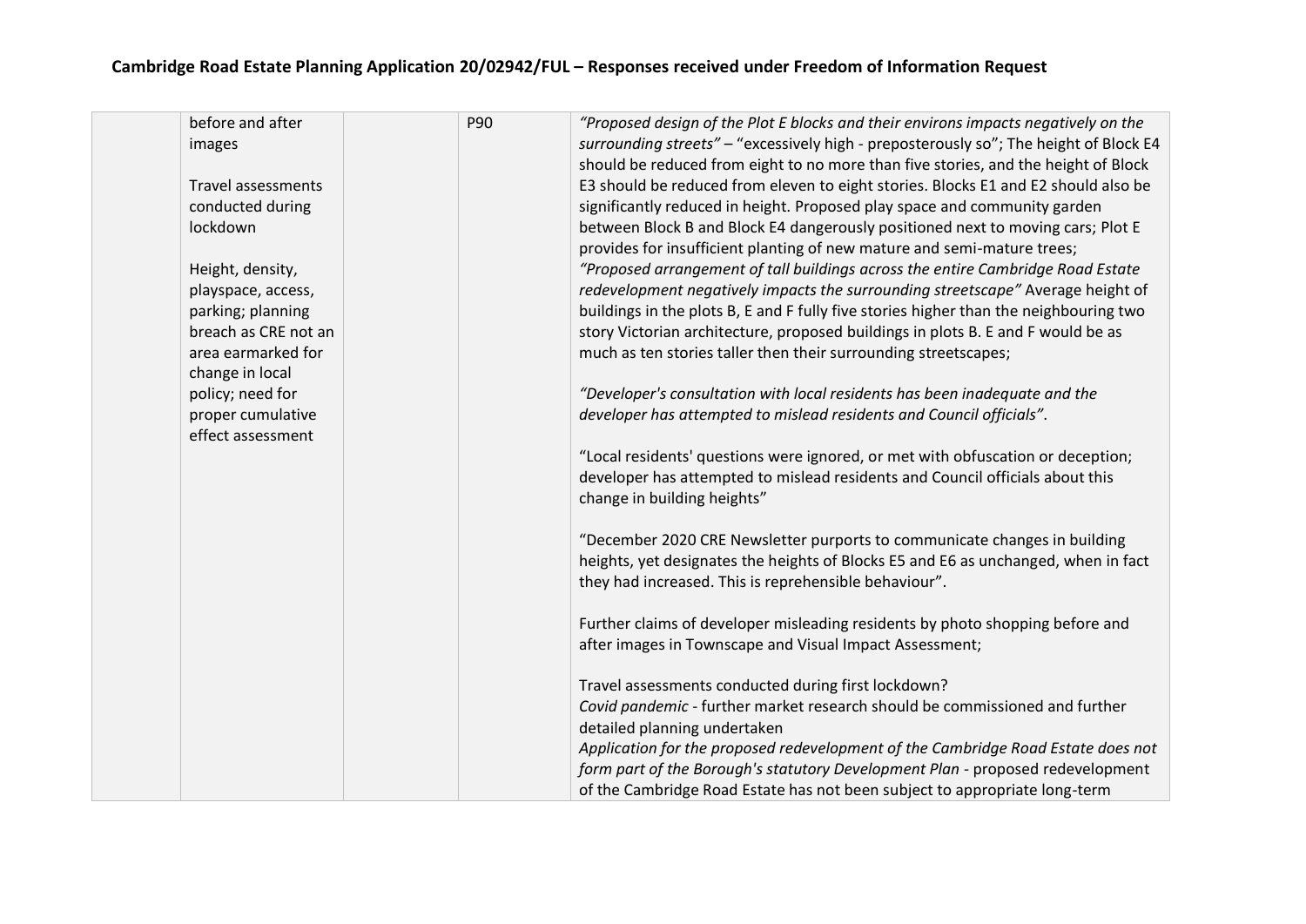# Cambridge Road Estate Planning Application 20/02942/FUL – Responses received under Freedom of Information Request

| | | | | |
|---|---|---|---|---|
| | before and after images<br><br>Travel assessments conducted during lockdown<br><br>Height, density, playspace, access, parking; planning breach as CRE not an area earmarked for change in local policy; need for proper cumulative effect assessment | | P90 | *"Proposed design of the Plot E blocks and their environs impacts negatively on the surrounding streets"* – "excessively high - preposterously so"; The height of Block E4 should be reduced from eight to no more than five stories, and the height of Block E3 should be reduced from eleven to eight stories. Blocks E1 and E2 should also be significantly reduced in height. Proposed play space and community garden between Block B and Block E4 dangerously positioned next to moving cars; Plot E provides for insufficient planting of new mature and semi-mature trees;<br>*"Proposed arrangement of tall buildings across the entire Cambridge Road Estate redevelopment negatively impacts the surrounding streetscape"* Average height of buildings in the plots B, E and F fully five stories higher than the neighbouring two story Victorian architecture, proposed buildings in plots B. E and F would be as much as ten stories taller then their surrounding streetscapes;<br><br>*"Developer's consultation with local residents has been inadequate and the developer has attempted to mislead residents and Council officials".*<br><br>"Local residents' questions were ignored, or met with obfuscation or deception; developer has attempted to mislead residents and Council officials about this change in building heights"<br><br>"December 2020 CRE Newsletter purports to communicate changes in building heights, yet designates the heights of Blocks E5 and E6 as unchanged, when in fact they had increased. This is reprehensible behaviour".<br><br>Further claims of developer misleading residents by photo shopping before and after images in Townscape and Visual Impact Assessment;<br><br>Travel assessments conducted during first lockdown?<br>*Covid pandemic* - further market research should be commissioned and further detailed planning undertaken<br>*Application for the proposed redevelopment of the Cambridge Road Estate does not form part of the Borough's statutory Development Plan* - proposed redevelopment of the Cambridge Road Estate has not been subject to appropriate long-term |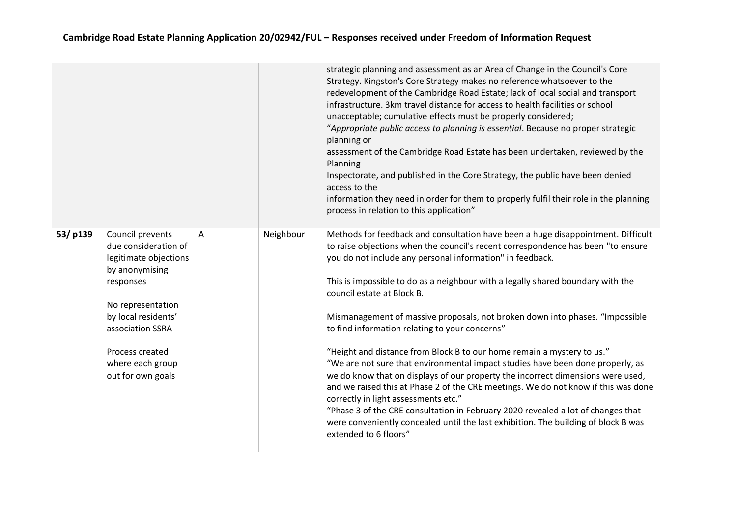**Cambridge Road Estate Planning Application 20/02942/FUL – Responses received under Freedom of Information Request**

| | | | | |
|---|---|---|---|---|
| | | | | strategic planning and assessment as an Area of Change in the Council's Core Strategy. Kingston's Core Strategy makes no reference whatsoever to the redevelopment of the Cambridge Road Estate; lack of local social and transport infrastructure. 3km travel distance for access to health facilities or school unacceptable; cumulative effects must be properly considered;<br>"*Appropriate public access to planning is essential*. Because no proper strategic planning or<br>assessment of the Cambridge Road Estate has been undertaken, reviewed by the Planning<br>Inspectorate, and published in the Core Strategy, the public have been denied access to the<br>information they need in order for them to properly fulfil their role in the planning process in relation to this application" |
| **53/ p139** | Council prevents due consideration of legitimate objections by anonymising responses<br><br>No representation by local residents' association SSRA<br><br>Process created where each group out for own goals | A | Neighbour | Methods for feedback and consultation have been a huge disappointment. Difficult to raise objections when the council's recent correspondence has been "to ensure you do not include any personal information" in feedback.<br><br>This is impossible to do as a neighbour with a legally shared boundary with the council estate at Block B.<br><br>Mismanagement of massive proposals, not broken down into phases. "Impossible to find information relating to your concerns"<br><br>"Height and distance from Block B to our home remain a mystery to us."<br>"We are not sure that environmental impact studies have been done properly, as we do know that on displays of our property the incorrect dimensions were used, and we raised this at Phase 2 of the CRE meetings. We do not know if this was done correctly in light assessments etc."<br>"Phase 3 of the CRE consultation in February 2020 revealed a lot of changes that were conveniently concealed until the last exhibition. The building of block B was extended to 6 floors" |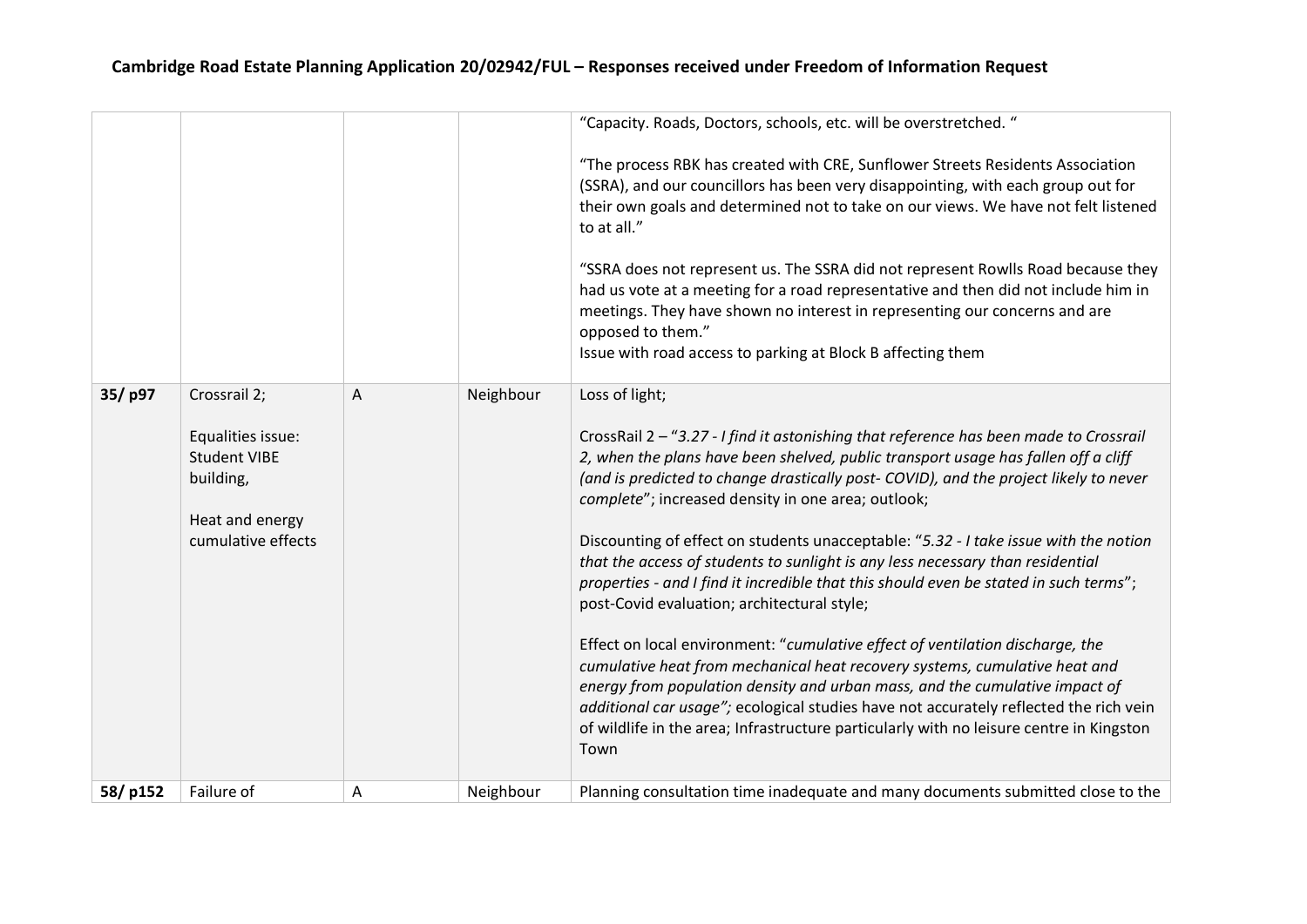**Cambridge Road Estate Planning Application 20/02942/FUL – Responses received under Freedom of Information Request**

| | | | | |
|---|---|---|---|---|
| | | | | "Capacity. Roads, Doctors, schools, etc. will be overstretched. "<br><br>"The process RBK has created with CRE, Sunflower Streets Residents Association (SSRA), and our councillors has been very disappointing, with each group out for their own goals and determined not to take on our views. We have not felt listened to at all."<br><br>"SSRA does not represent us. The SSRA did not represent Rowlls Road because they had us vote at a meeting for a road representative and then did not include him in meetings. They have shown no interest in representing our concerns and are opposed to them."<br>Issue with road access to parking at Block B affecting them |
| **35/ p97** | Crossrail 2;<br><br>Equalities issue: Student VIBE building,<br><br>Heat and energy cumulative effects | A | Neighbour | Loss of light;<br><br>CrossRail 2 – "*3.27 - I find it astonishing that reference has been made to Crossrail 2, when the plans have been shelved, public transport usage has fallen off a cliff (and is predicted to change drastically post- COVID), and the project likely to never complete*"; increased density in one area; outlook;<br><br>Discounting of effect on students unacceptable: "*5.32 - I take issue with the notion that the access of students to sunlight is any less necessary than residential properties - and I find it incredible that this should even be stated in such terms*"; post-Covid evaluation; architectural style;<br><br>Effect on local environment: "*cumulative effect of ventilation discharge, the cumulative heat from mechanical heat recovery systems, cumulative heat and energy from population density and urban mass, and the cumulative impact of additional car usage";* ecological studies have not accurately reflected the rich vein of wildlife in the area; Infrastructure particularly with no leisure centre in Kingston Town |
| **58/ p152** | Failure of | A | Neighbour | Planning consultation time inadequate and many documents submitted close to the |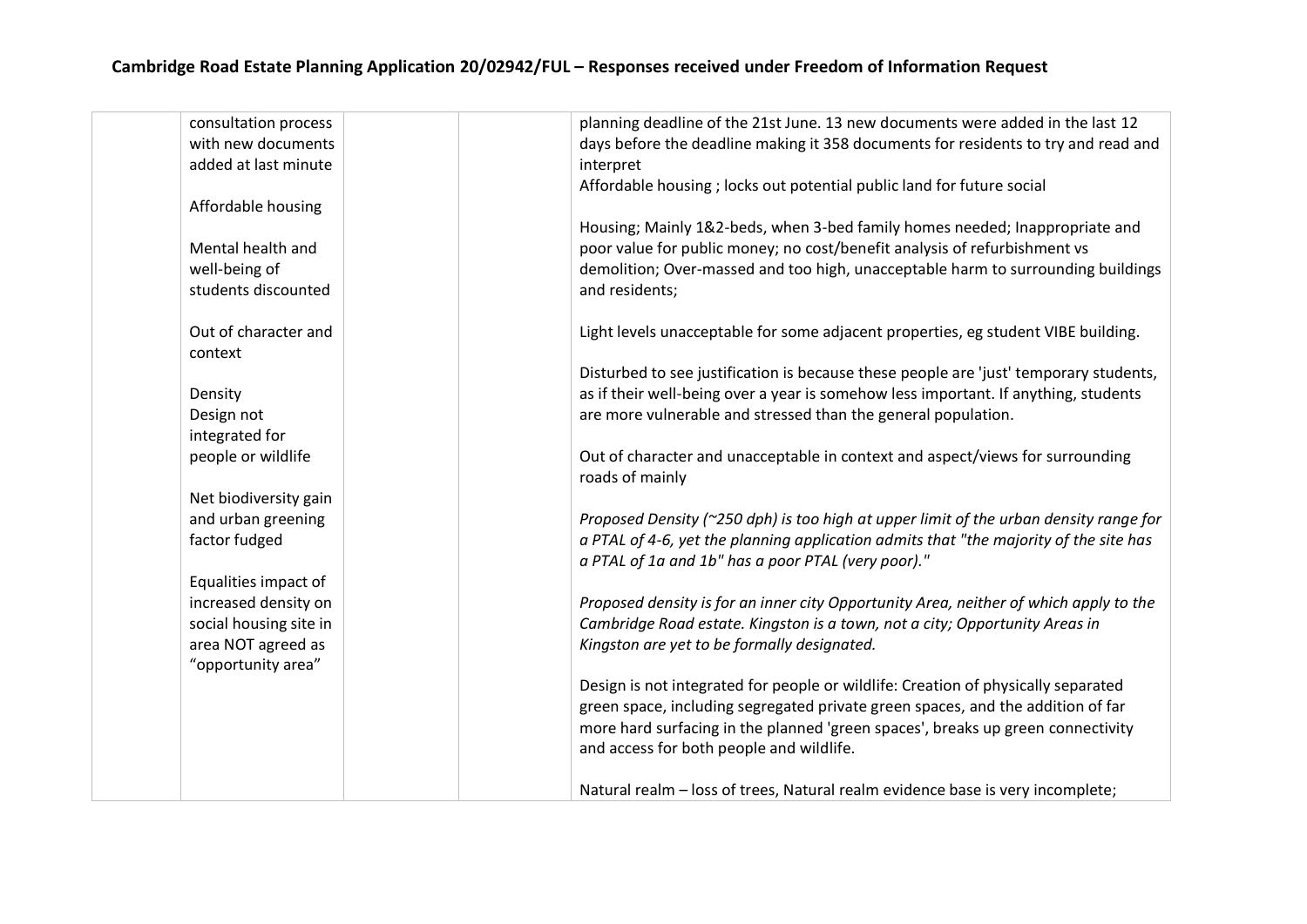# Cambridge Road Estate Planning Application 20/02942/FUL – Responses received under Freedom of Information Request

| | | | | |
|---|---|---|---|---|
| | consultation process with new documents added at last minute<br><br>Affordable housing<br><br>Mental health and well-being of students discounted<br><br>Out of character and context<br><br>Density<br>Design not integrated for people or wildlife<br><br>Net biodiversity gain and urban greening factor fudged<br><br>Equalities impact of increased density on social housing site in area NOT agreed as "opportunity area" | | | planning deadline of the 21st June. 13 new documents were added in the last 12 days before the deadline making it 358 documents for residents to try and read and interpret<br>Affordable housing ; locks out potential public land for future social<br><br>Housing; Mainly 1&2-beds, when 3-bed family homes needed; Inappropriate and poor value for public money; no cost/benefit analysis of refurbishment vs demolition; Over-massed and too high, unacceptable harm to surrounding buildings and residents;<br><br>Light levels unacceptable for some adjacent properties, eg student VIBE building.<br><br>Disturbed to see justification is because these people are 'just' temporary students, as if their well-being over a year is somehow less important. If anything, students are more vulnerable and stressed than the general population.<br><br>Out of character and unacceptable in context and aspect/views for surrounding roads of mainly<br><br>*Proposed Density (~250 dph) is too high at upper limit of the urban density range for a PTAL of 4-6, yet the planning application admits that "the majority of the site has a PTAL of 1a and 1b" has a poor PTAL (very poor)."*<br><br>*Proposed density is for an inner city Opportunity Area, neither of which apply to the Cambridge Road estate. Kingston is a town, not a city; Opportunity Areas in Kingston are yet to be formally designated.*<br><br>Design is not integrated for people or wildlife: Creation of physically separated green space, including segregated private green spaces, and the addition of far more hard surfacing in the planned 'green spaces', breaks up green connectivity and access for both people and wildlife.<br><br>Natural realm – loss of trees, Natural realm evidence base is very incomplete; |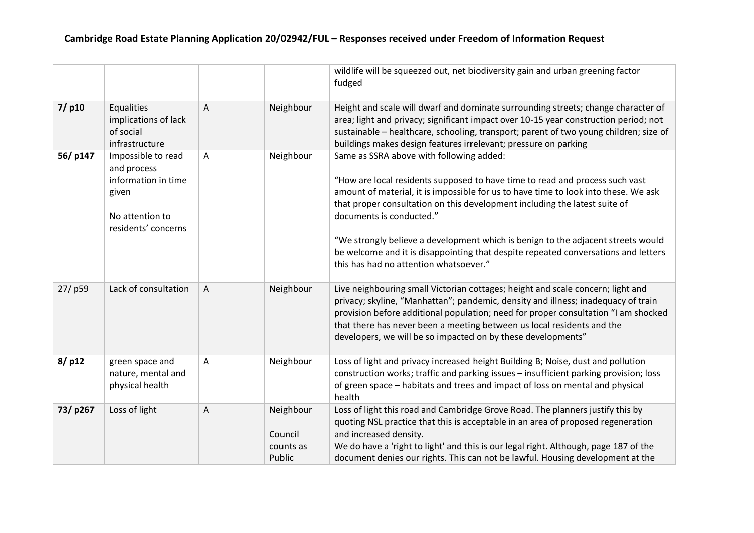**Cambridge Road Estate Planning Application 20/02942/FUL – Responses received under Freedom of Information Request**

| | | | | |
|---|---|---|---|---|
| | | | | wildlife will be squeezed out, net biodiversity gain and urban greening factor fudged |
| **7/ p10** | Equalities implications of lack of social infrastructure | A | Neighbour | Height and scale will dwarf and dominate surrounding streets; change character of area; light and privacy; significant impact over 10-15 year construction period; not sustainable – healthcare, schooling, transport; parent of two young children; size of buildings makes design features irrelevant; pressure on parking |
| **56/ p147** | Impossible to read and process information in time given<br><br>No attention to residents' concerns | A | Neighbour | Same as SSRA above with following added:<br><br>"How are local residents supposed to have time to read and process such vast amount of material, it is impossible for us to have time to look into these. We ask that proper consultation on this development including the latest suite of documents is conducted."<br><br>"We strongly believe a development which is benign to the adjacent streets would be welcome and it is disappointing that despite repeated conversations and letters this has had no attention whatsoever." |
| 27/ p59 | Lack of consultation | A | Neighbour | Live neighbouring small Victorian cottages; height and scale concern; light and privacy; skyline, "Manhattan"; pandemic, density and illness; inadequacy of train provision before additional population; need for proper consultation "I am shocked that there has never been a meeting between us local residents and the developers, we will be so impacted on by these developments" |
| **8/ p12** | green space and nature, mental and physical health | A | Neighbour | Loss of light and privacy increased height Building B; Noise, dust and pollution construction works; traffic and parking issues – insufficient parking provision; loss of green space – habitats and trees and impact of loss on mental and physical health |
| **73/ p267** | Loss of light | A | Neighbour<br><br>Council counts as Public | Loss of light this road and Cambridge Grove Road. The planners justify this by quoting NSL practice that this is acceptable in an area of proposed regeneration and increased density.<br>We do have a 'right to light' and this is our legal right. Although, page 187 of the document denies our rights. This can not be lawful. Housing development at the |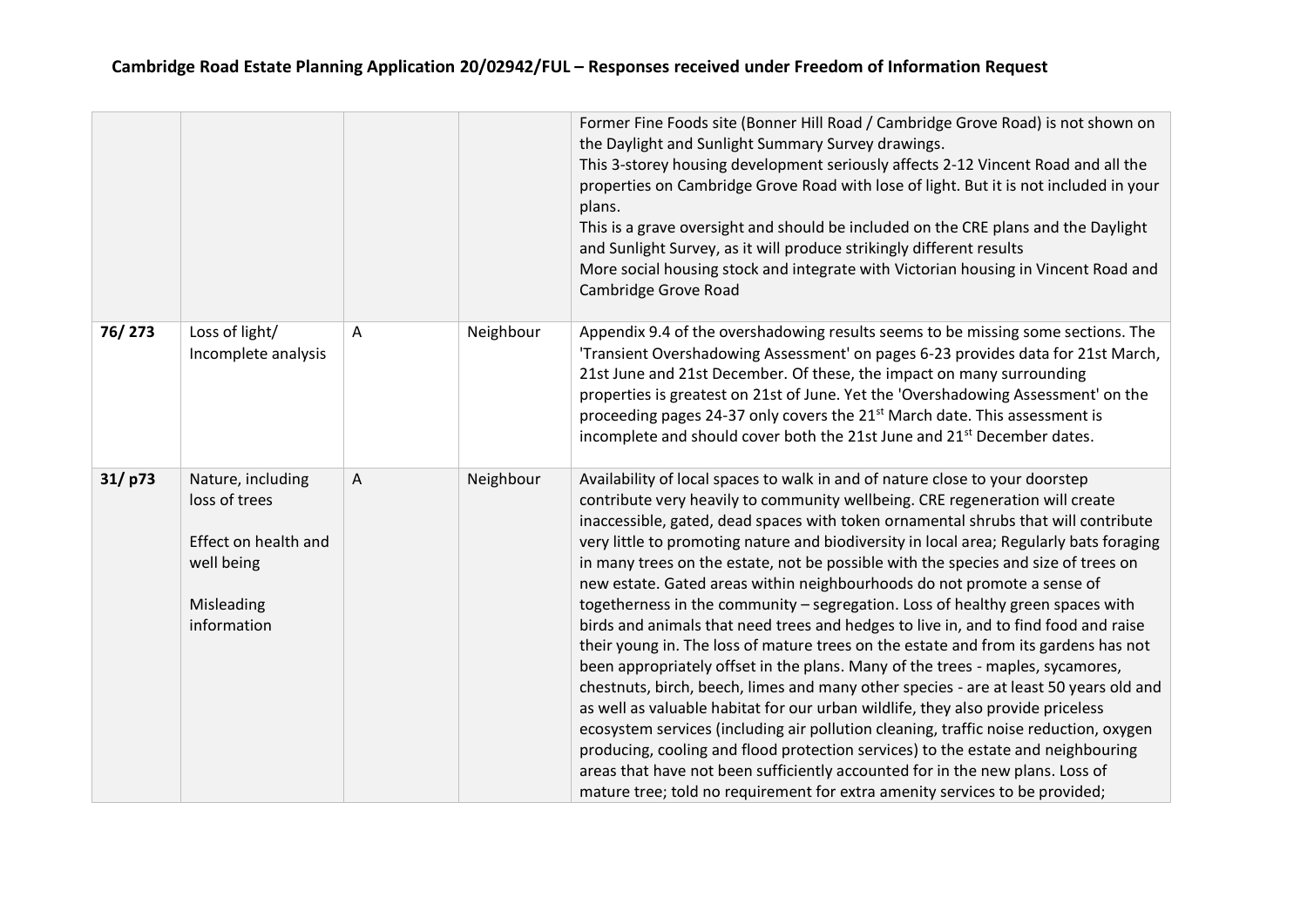# Cambridge Road Estate Planning Application 20/02942/FUL – Responses received under Freedom of Information Request

| | | | | |
|---|---|---|---|---|
| | | | | Former Fine Foods site (Bonner Hill Road / Cambridge Grove Road) is not shown on the Daylight and Sunlight Summary Survey drawings.<br>This 3-storey housing development seriously affects 2-12 Vincent Road and all the properties on Cambridge Grove Road with lose of light. But it is not included in your plans.<br>This is a grave oversight and should be included on the CRE plans and the Daylight and Sunlight Survey, as it will produce strikingly different results<br>More social housing stock and integrate with Victorian housing in Vincent Road and Cambridge Grove Road |
| **76/ 273** | Loss of light/ Incomplete analysis | A | Neighbour | Appendix 9.4 of the overshadowing results seems to be missing some sections. The 'Transient Overshadowing Assessment' on pages 6-23 provides data for 21st March, 21st June and 21st December. Of these, the impact on many surrounding properties is greatest on 21st of June. Yet the 'Overshadowing Assessment' on the proceeding pages 24-37 only covers the 21st March date. This assessment is incomplete and should cover both the 21st June and 21st December dates. |
| **31/ p73** | Nature, including loss of trees<br><br>Effect on health and well being<br><br>Misleading information | A | Neighbour | Availability of local spaces to walk in and of nature close to your doorstep contribute very heavily to community wellbeing. CRE regeneration will create inaccessible, gated, dead spaces with token ornamental shrubs that will contribute very little to promoting nature and biodiversity in local area; Regularly bats foraging in many trees on the estate, not be possible with the species and size of trees on new estate. Gated areas within neighbourhoods do not promote a sense of togetherness in the community – segregation. Loss of healthy green spaces with birds and animals that need trees and hedges to live in, and to find food and raise their young in. The loss of mature trees on the estate and from its gardens has not been appropriately offset in the plans. Many of the trees - maples, sycamores, chestnuts, birch, beech, limes and many other species - are at least 50 years old and as well as valuable habitat for our urban wildlife, they also provide priceless ecosystem services (including air pollution cleaning, traffic noise reduction, oxygen producing, cooling and flood protection services) to the estate and neighbouring areas that have not been sufficiently accounted for in the new plans. Loss of mature tree; told no requirement for extra amenity services to be provided; |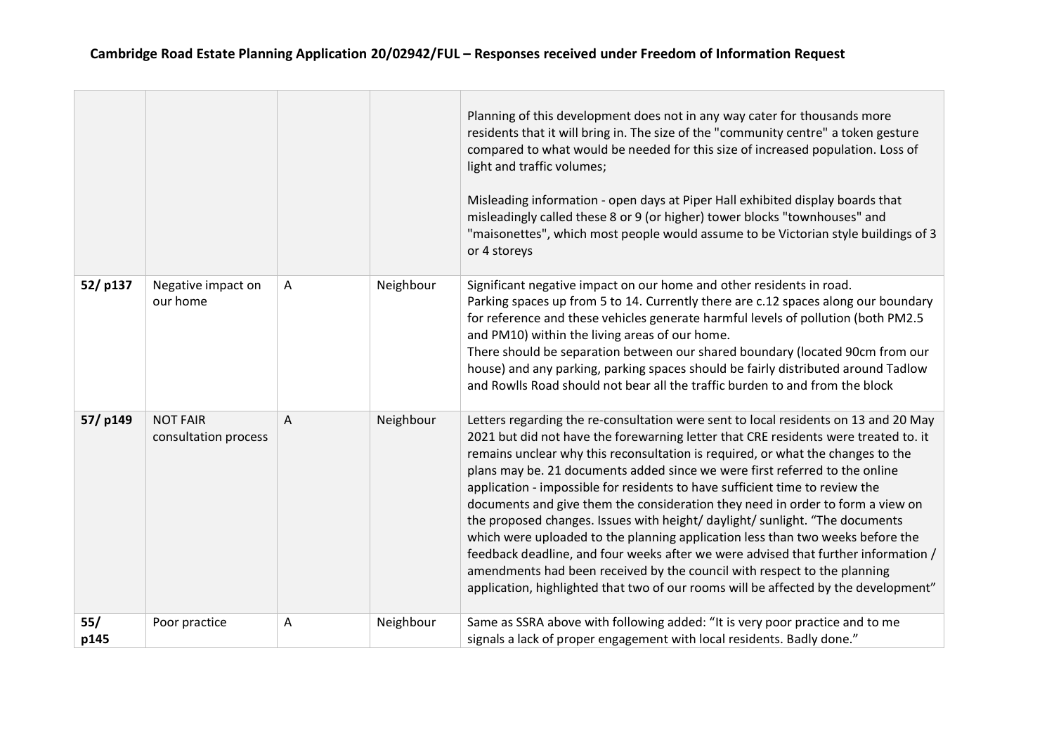# Cambridge Road Estate Planning Application 20/02942/FUL – Responses received under Freedom of Information Request

| | | | | |
|---|---|---|---|---|
| | | | | Planning of this development does not in any way cater for thousands more residents that it will bring in. The size of the "community centre" a token gesture compared to what would be needed for this size of increased population. Loss of light and traffic volumes;<br><br>Misleading information - open days at Piper Hall exhibited display boards that misleadingly called these 8 or 9 (or higher) tower blocks "townhouses" and "maisonettes", which most people would assume to be Victorian style buildings of 3 or 4 storeys |
| **52/ p137** | Negative impact on our home | A | Neighbour | Significant negative impact on our home and other residents in road.<br>Parking spaces up from 5 to 14. Currently there are c.12 spaces along our boundary for reference and these vehicles generate harmful levels of pollution (both PM2.5 and PM10) within the living areas of our home.<br>There should be separation between our shared boundary (located 90cm from our house) and any parking, parking spaces should be fairly distributed around Tadlow and Rowlls Road should not bear all the traffic burden to and from the block |
| **57/ p149** | NOT FAIR consultation process | A | Neighbour | Letters regarding the re-consultation were sent to local residents on 13 and 20 May 2021 but did not have the forewarning letter that CRE residents were treated to. it remains unclear why this reconsultation is required, or what the changes to the plans may be. 21 documents added since we were first referred to the online application - impossible for residents to have sufficient time to review the documents and give them the consideration they need in order to form a view on the proposed changes. Issues with height/ daylight/ sunlight. "The documents which were uploaded to the planning application less than two weeks before the feedback deadline, and four weeks after we were advised that further information / amendments had been received by the council with respect to the planning application, highlighted that two of our rooms will be affected by the development" |
| **55/ p145** | Poor practice | A | Neighbour | Same as SSRA above with following added: "It is very poor practice and to me signals a lack of proper engagement with local residents. Badly done." |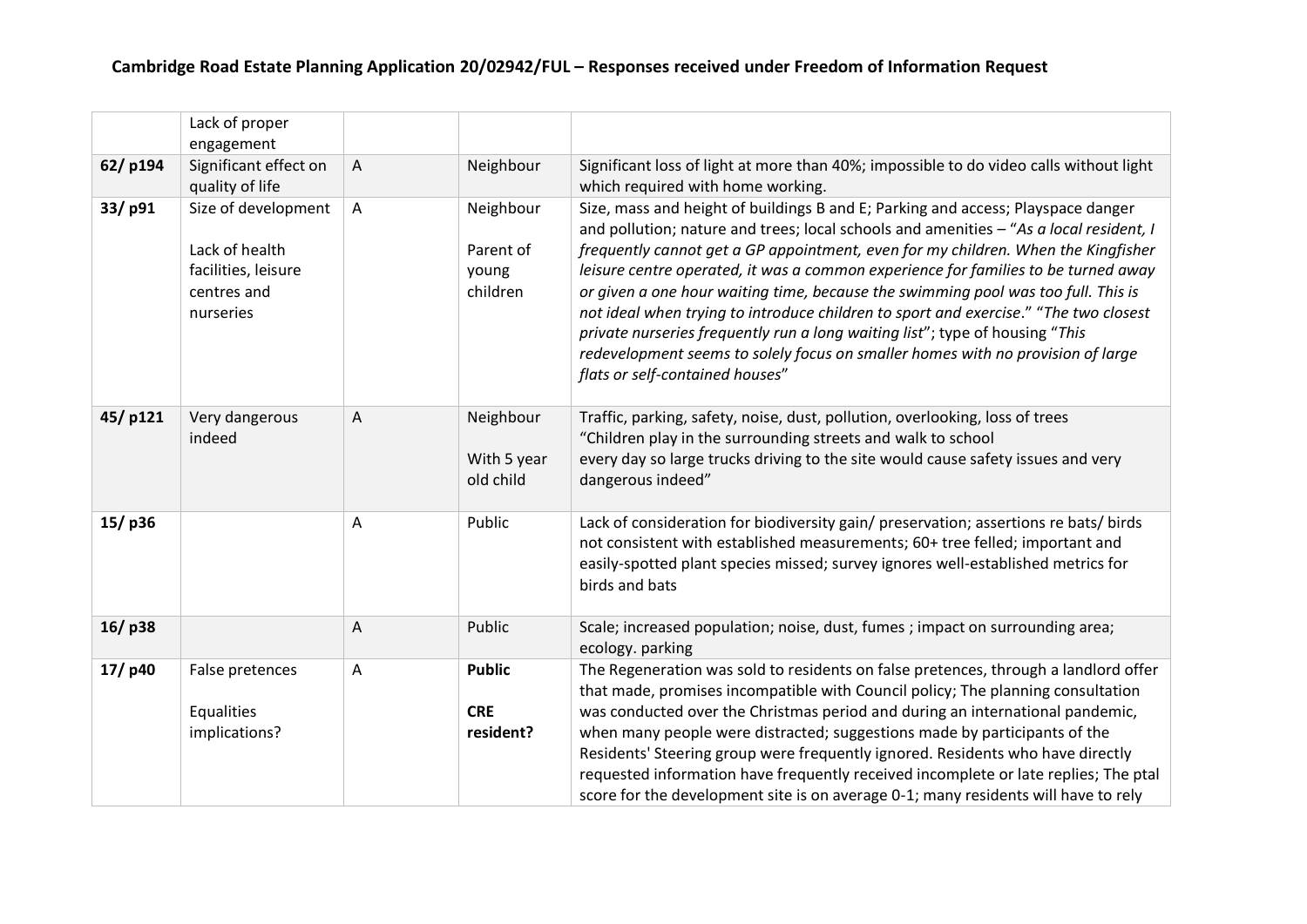# Cambridge Road Estate Planning Application 20/02942/FUL – Responses received under Freedom of Information Request

| | | | | |
|---|---|---|---|---|
| | Lack of proper engagement | | | |
| **62/ p194** | Significant effect on quality of life | A | Neighbour | Significant loss of light at more than 40%; impossible to do video calls without light which required with home working. |
| **33/ p91** | Size of development<br><br>Lack of health facilities, leisure centres and nurseries | A | Neighbour<br><br>Parent of young children | Size, mass and height of buildings B and E; Parking and access; Playspace danger and pollution; nature and trees; local schools and amenities – "*As a local resident, I frequently cannot get a GP appointment, even for my children. When the Kingfisher leisure centre operated, it was a common experience for families to be turned away or given a one hour waiting time, because the swimming pool was too full. This is not ideal when trying to introduce children to sport and exercise*." "*The two closest private nurseries frequently run a long waiting list*"; type of housing "*This redevelopment seems to solely focus on smaller homes with no provision of large flats or self-contained houses*" |
| **45/ p121** | Very dangerous indeed | A | Neighbour<br><br>With 5 year old child | Traffic, parking, safety, noise, dust, pollution, overlooking, loss of trees<br>"Children play in the surrounding streets and walk to school every day so large trucks driving to the site would cause safety issues and very dangerous indeed" |
| **15/ p36** | | A | Public | Lack of consideration for biodiversity gain/ preservation; assertions re bats/ birds not consistent with established measurements; 60+ tree felled; important and easily-spotted plant species missed; survey ignores well-established metrics for birds and bats |
| **16/ p38** | | A | Public | Scale; increased population; noise, dust, fumes ; impact on surrounding area; ecology. parking |
| **17/ p40** | False pretences<br><br>Equalities implications? | A | **Public**<br><br>**CRE resident?** | The Regeneration was sold to residents on false pretences, through a landlord offer that made, promises incompatible with Council policy; The planning consultation was conducted over the Christmas period and during an international pandemic, when many people were distracted; suggestions made by participants of the Residents' Steering group were frequently ignored. Residents who have directly requested information have frequently received incomplete or late replies; The ptal score for the development site is on average 0-1; many residents will have to rely |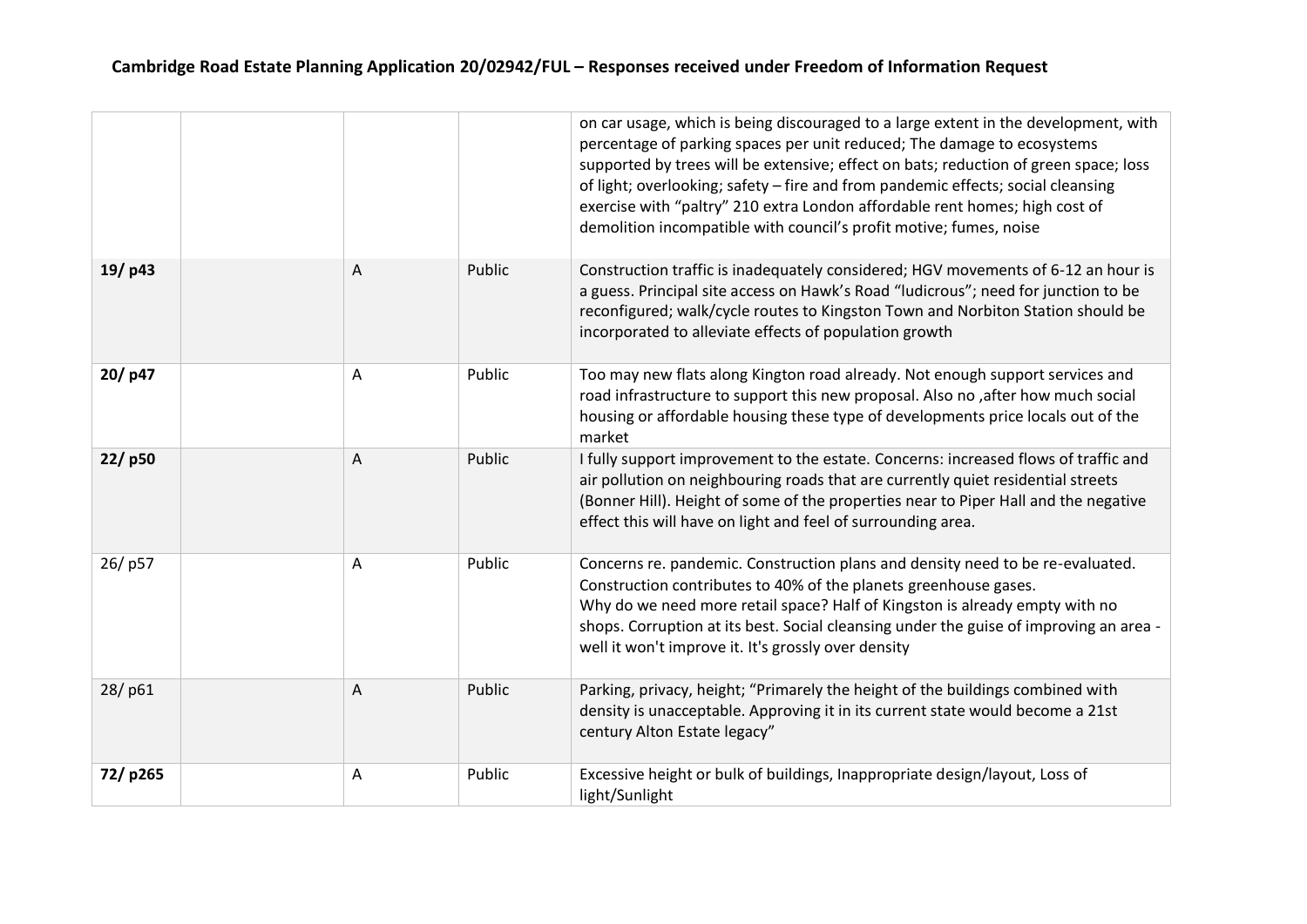## Cambridge Road Estate Planning Application 20/02942/FUL – Responses received under Freedom of Information Request

| | | | | |
|---|---|---|---|---|
| | | | | on car usage, which is being discouraged to a large extent in the development, with percentage of parking spaces per unit reduced; The damage to ecosystems supported by trees will be extensive; effect on bats; reduction of green space; loss of light; overlooking; safety – fire and from pandemic effects; social cleansing exercise with "paltry" 210 extra London affordable rent homes; high cost of demolition incompatible with council's profit motive; fumes, noise |
| **19/ p43** | | A | Public | Construction traffic is inadequately considered; HGV movements of 6-12 an hour is a guess. Principal site access on Hawk's Road "ludicrous"; need for junction to be reconfigured; walk/cycle routes to Kingston Town and Norbiton Station should be incorporated to alleviate effects of population growth |
| **20/ p47** | | A | Public | Too may new flats along Kington road already. Not enough support services and road infrastructure to support this new proposal. Also no ,after how much social housing or affordable housing these type of developments price locals out of the market |
| **22/ p50** | | A | Public | I fully support improvement to the estate. Concerns: increased flows of traffic and air pollution on neighbouring roads that are currently quiet residential streets (Bonner Hill). Height of some of the properties near to Piper Hall and the negative effect this will have on light and feel of surrounding area. |
| 26/ p57 | | A | Public | Concerns re. pandemic. Construction plans and density need to be re-evaluated. Construction contributes to 40% of the planets greenhouse gases.<br>Why do we need more retail space? Half of Kingston is already empty with no shops. Corruption at its best. Social cleansing under the guise of improving an area - well it won't improve it. It's grossly over density |
| 28/ p61 | | A | Public | Parking, privacy, height; "Primarely the height of the buildings combined with density is unacceptable. Approving it in its current state would become a 21st century Alton Estate legacy" |
| **72/ p265** | | A | Public | Excessive height or bulk of buildings, Inappropriate design/layout, Loss of light/Sunlight |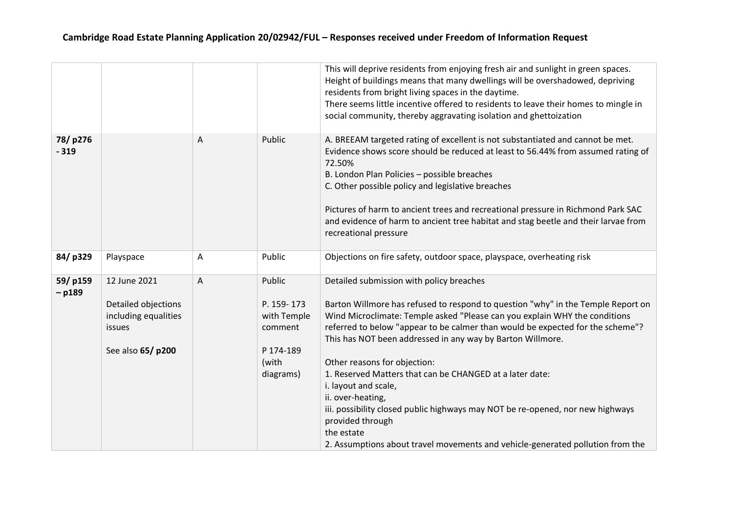**Cambridge Road Estate Planning Application 20/02942/FUL – Responses received under Freedom of Information Request**

| | | | | |
|---|---|---|---|---|
| | | | | This will deprive residents from enjoying fresh air and sunlight in green spaces.<br>Height of buildings means that many dwellings will be overshadowed, depriving residents from bright living spaces in the daytime.<br>There seems little incentive offered to residents to leave their homes to mingle in social community, thereby aggravating isolation and ghettoization |
| **78/ p276 - 319** | | A | Public | A. BREEAM targeted rating of excellent is not substantiated and cannot be met. Evidence shows score should be reduced at least to 56.44% from assumed rating of 72.50%<br>B. London Plan Policies – possible breaches<br>C. Other possible policy and legislative breaches<br><br>Pictures of harm to ancient trees and recreational pressure in Richmond Park SAC and evidence of harm to ancient tree habitat and stag beetle and their larvae from recreational pressure |
| **84/ p329** | Playspace | A | Public | Objections on fire safety, outdoor space, playspace, overheating risk |
| **59/ p159 – p189** | 12 June 2021<br><br>Detailed objections including equalities issues<br><br>See also **65/ p200** | A | Public<br><br>P. 159- 173 with Temple comment<br><br>P 174-189 (with diagrams) | Detailed submission with policy breaches<br><br>Barton Willmore has refused to respond to question "why" in the Temple Report on Wind Microclimate: Temple asked "Please can you explain WHY the conditions referred to below "appear to be calmer than would be expected for the scheme"? This has NOT been addressed in any way by Barton Willmore.<br><br>Other reasons for objection:<br>1. Reserved Matters that can be CHANGED at a later date:<br>i. layout and scale,<br>ii. over-heating,<br>iii. possibility closed public highways may NOT be re-opened, nor new highways provided through the estate<br>2. Assumptions about travel movements and vehicle-generated pollution from the |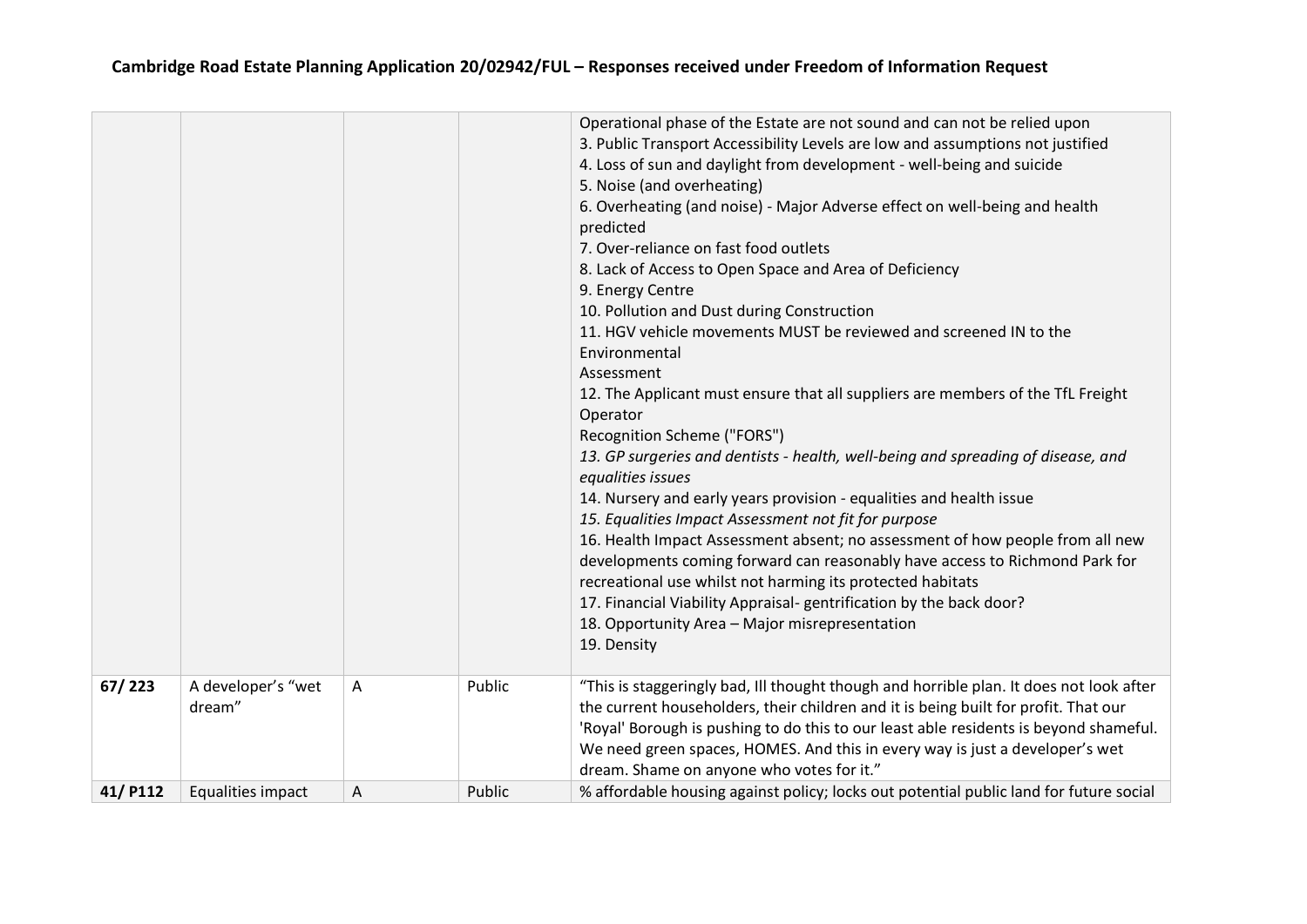# Cambridge Road Estate Planning Application 20/02942/FUL – Responses received under Freedom of Information Request

| | | | | |
|---|---|---|---|---|
| | | | | Operational phase of the Estate are not sound and can not be relied upon<br>3. Public Transport Accessibility Levels are low and assumptions not justified<br>4. Loss of sun and daylight from development - well-being and suicide<br>5. Noise (and overheating)<br>6. Overheating (and noise) - Major Adverse effect on well-being and health predicted<br>7. Over-reliance on fast food outlets<br>8. Lack of Access to Open Space and Area of Deficiency<br>9. Energy Centre<br>10. Pollution and Dust during Construction<br>11. HGV vehicle movements MUST be reviewed and screened IN to the Environmental<br>Assessment<br>12. The Applicant must ensure that all suppliers are members of the TfL Freight Operator<br>Recognition Scheme ("FORS")<br>*13. GP surgeries and dentists - health, well-being and spreading of disease, and equalities issues*<br>14. Nursery and early years provision - equalities and health issue<br>*15. Equalities Impact Assessment not fit for purpose*<br>16. Health Impact Assessment absent; no assessment of how people from all new developments coming forward can reasonably have access to Richmond Park for recreational use whilst not harming its protected habitats<br>17. Financial Viability Appraisal- gentrification by the back door?<br>18. Opportunity Area – Major misrepresentation<br>19. Density |
| **67/ 223** | A developer's "wet dream" | A | Public | "This is staggeringly bad, Ill thought though and horrible plan. It does not look after the current householders, their children and it is being built for profit. That our 'Royal' Borough is pushing to do this to our least able residents is beyond shameful. We need green spaces, HOMES. And this in every way is just a developer's wet dream. Shame on anyone who votes for it." |
| **41/ P112** | Equalities impact | A | Public | % affordable housing against policy; locks out potential public land for future social |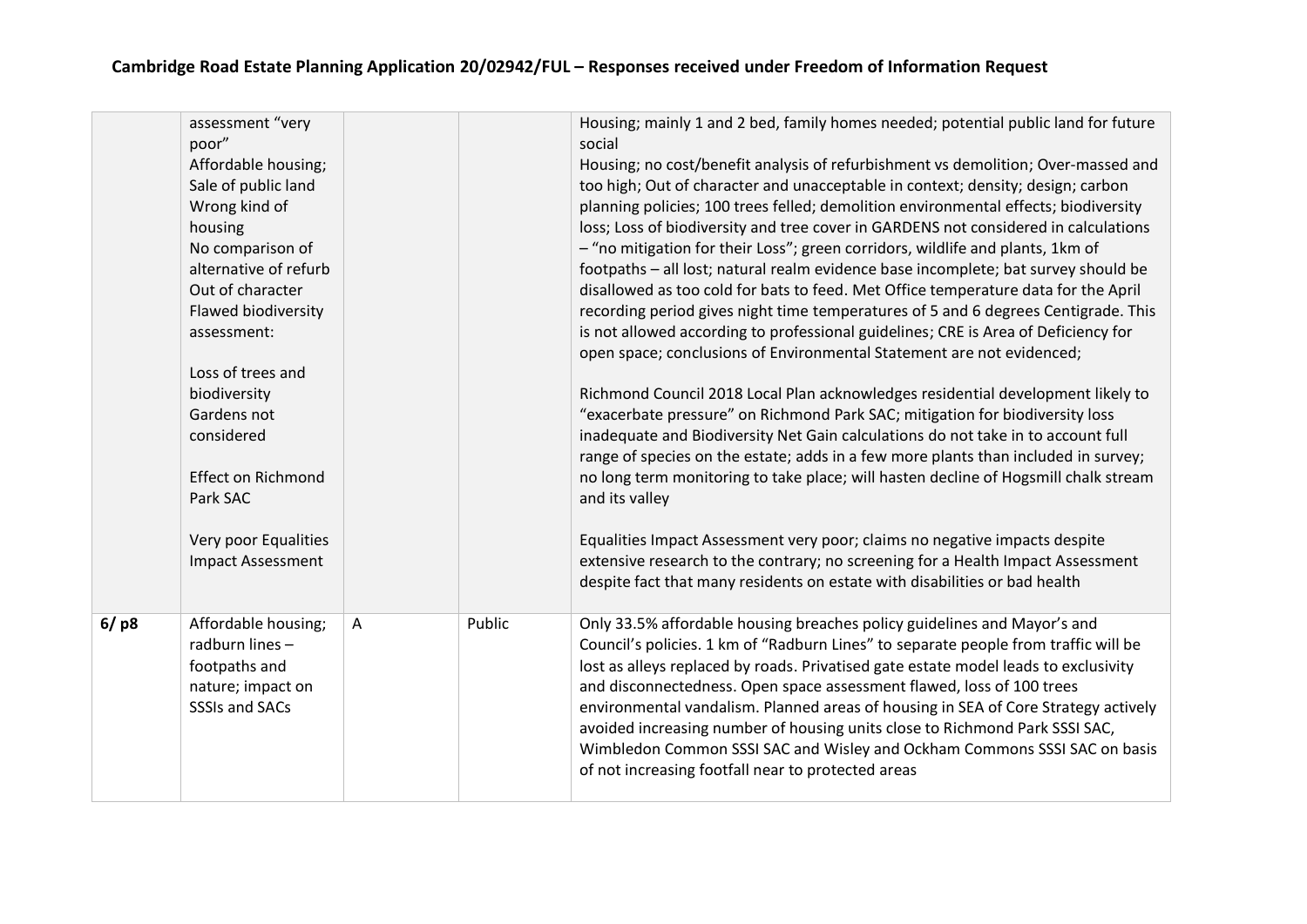**Cambridge Road Estate Planning Application 20/02942/FUL – Responses received under Freedom of Information Request**

| | | | | |
|---|---|---|---|---|
| | assessment "very poor"<br>Affordable housing; Sale of public land<br>Wrong kind of housing<br>No comparison of alternative of refurb<br>Out of character<br>Flawed biodiversity assessment:<br><br>Loss of trees and biodiversity<br>Gardens not considered<br><br>Effect on Richmond Park SAC<br><br>Very poor Equalities Impact Assessment | | | Housing; mainly 1 and 2 bed, family homes needed; potential public land for future social<br>Housing; no cost/benefit analysis of refurbishment vs demolition; Over-massed and too high; Out of character and unacceptable in context; density; design; carbon planning policies; 100 trees felled; demolition environmental effects; biodiversity loss; Loss of biodiversity and tree cover in GARDENS not considered in calculations – "no mitigation for their Loss"; green corridors, wildlife and plants, 1km of footpaths – all lost; natural realm evidence base incomplete; bat survey should be disallowed as too cold for bats to feed. Met Office temperature data for the April recording period gives night time temperatures of 5 and 6 degrees Centigrade. This is not allowed according to professional guidelines; CRE is Area of Deficiency for open space; conclusions of Environmental Statement are not evidenced;<br><br>Richmond Council 2018 Local Plan acknowledges residential development likely to "exacerbate pressure" on Richmond Park SAC; mitigation for biodiversity loss inadequate and Biodiversity Net Gain calculations do not take in to account full range of species on the estate; adds in a few more plants than included in survey; no long term monitoring to take place; will hasten decline of Hogsmill chalk stream and its valley<br><br>Equalities Impact Assessment very poor; claims no negative impacts despite extensive research to the contrary; no screening for a Health Impact Assessment despite fact that many residents on estate with disabilities or bad health |
| **6/ p8** | Affordable housing; radburn lines – footpaths and nature; impact on SSSIs and SACs | A | Public | Only 33.5% affordable housing breaches policy guidelines and Mayor's and Council's policies. 1 km of "Radburn Lines" to separate people from traffic will be lost as alleys replaced by roads. Privatised gate estate model leads to exclusivity and disconnectedness. Open space assessment flawed, loss of 100 trees environmental vandalism. Planned areas of housing in SEA of Core Strategy actively avoided increasing number of housing units close to Richmond Park SSSI SAC, Wimbledon Common SSSI SAC and Wisley and Ockham Commons SSSI SAC on basis of not increasing footfall near to protected areas |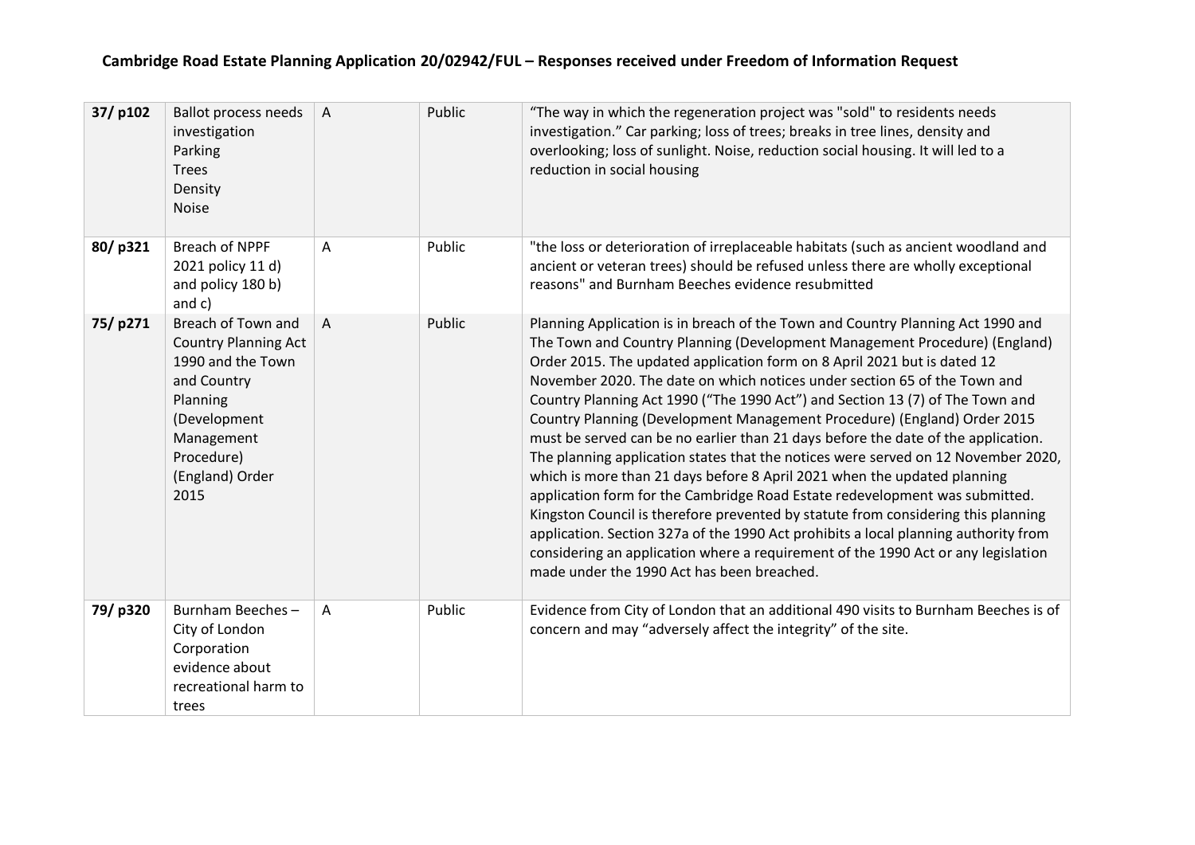**Cambridge Road Estate Planning Application 20/02942/FUL – Responses received under Freedom of Information Request**

| | | | | |
|---|---|---|---|---|
| **37/ p102** | Ballot process needs investigation<br>Parking<br>Trees<br>Density<br>Noise | A | Public | "The way in which the regeneration project was "sold" to residents needs investigation." Car parking; loss of trees; breaks in tree lines, density and overlooking; loss of sunlight. Noise, reduction social housing. It will led to a reduction in social housing |
| **80/ p321** | Breach of NPPF 2021 policy 11 d) and policy 180 b) and c) | A | Public | "the loss or deterioration of irreplaceable habitats (such as ancient woodland and ancient or veteran trees) should be refused unless there are wholly exceptional reasons" and Burnham Beeches evidence resubmitted |
| **75/ p271** | Breach of Town and Country Planning Act 1990 and the Town and Country Planning (Development Management Procedure) (England) Order 2015 | A | Public | Planning Application is in breach of the Town and Country Planning Act 1990 and The Town and Country Planning (Development Management Procedure) (England) Order 2015. The updated application form on 8 April 2021 but is dated 12 November 2020. The date on which notices under section 65 of the Town and Country Planning Act 1990 ("The 1990 Act") and Section 13 (7) of The Town and Country Planning (Development Management Procedure) (England) Order 2015 must be served can be no earlier than 21 days before the date of the application. The planning application states that the notices were served on 12 November 2020, which is more than 21 days before 8 April 2021 when the updated planning application form for the Cambridge Road Estate redevelopment was submitted. Kingston Council is therefore prevented by statute from considering this planning application. Section 327a of the 1990 Act prohibits a local planning authority from considering an application where a requirement of the 1990 Act or any legislation made under the 1990 Act has been breached. |
| **79/ p320** | Burnham Beeches – City of London Corporation evidence about recreational harm to trees | A | Public | Evidence from City of London that an additional 490 visits to Burnham Beeches is of concern and may "adversely affect the integrity" of the site. |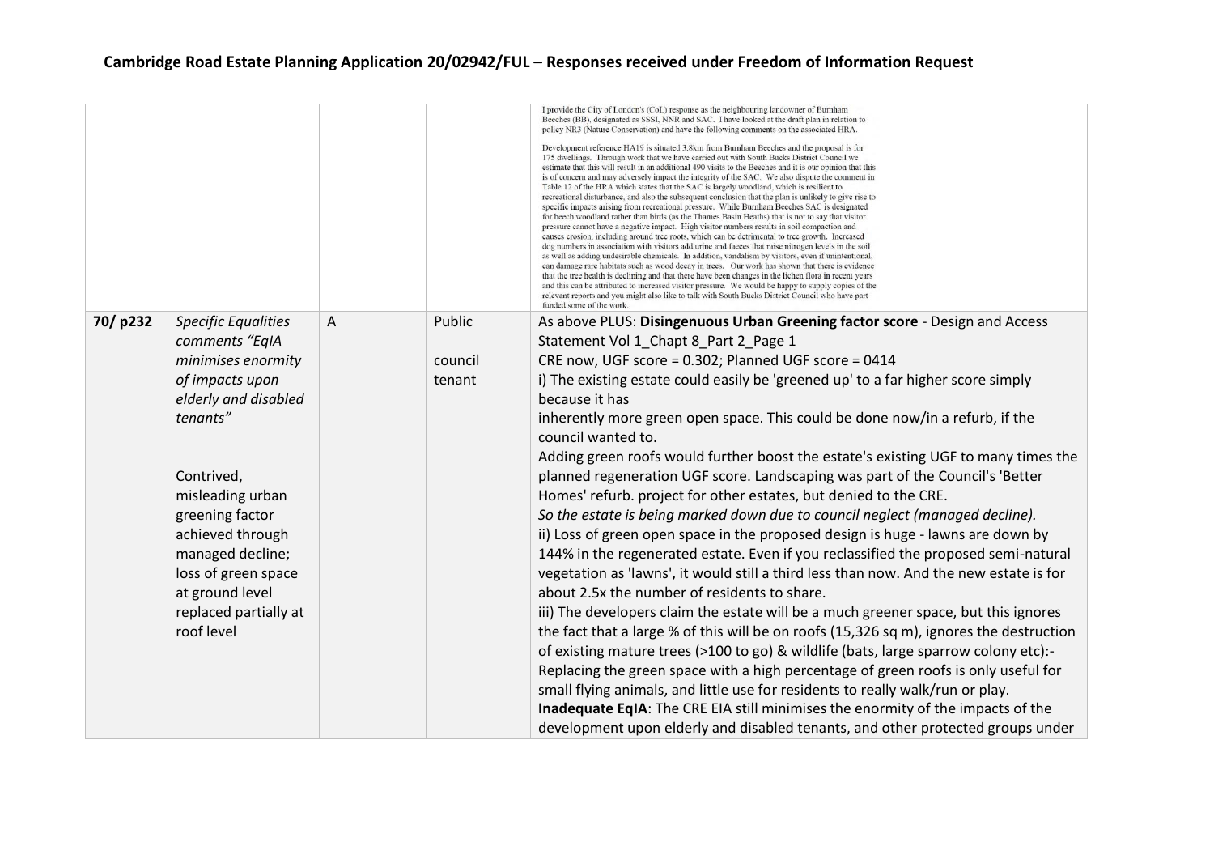## Cambridge Road Estate Planning Application 20/02942/FUL – Responses received under Freedom of Information Request

| | | | | |
|---|---|---|---|---|
| | | | | I provide the City of London's (CoL) response as the neighbouring landowner of Burnham Beeches (BB), designated as SSSI, NNR and SAC. I have looked at the draft plan in relation to policy NR3 (Nature Conservation) and have the following comments on the associated HRA.<br><br>Development reference HA19 is situated 3.8km from Burnham Beeches and the proposal is for 175 dwellings. Through work that we have carried out with South Bucks District Council we estimate that this will result in an additional 490 visits to the Beeches and it is our opinion that this is of concern and may adversely impact the integrity of the SAC. We also dispute the comment in Table 12 of the HRA which states that the SAC is largely woodland, which is resilient to recreational disturbance, and also the subsequent conclusion that the plan is unlikely to give rise to specific impacts arising from recreational pressure. While Burnham Beeches SAC is designated for beech woodland rather than birds (as the Thames Basin Heaths) that is not to say that visitor pressure cannot have a negative impact. High visitor numbers results in soil compaction and causes erosion, including around tree roots, which can be detrimental to tree growth. Increased dog numbers in association with visitors add urine and faeces that raise nitrogen levels in the soil as well as adding undesirable chemicals. In addition, vandalism by visitors, even if unintentional, can damage rare habitats such as wood decay in trees. Our work has shown that there is evidence that the tree health is declining and that there have been changes in the lichen flora in recent years and this can be attributed to increased visitor pressure. We would be happy to supply copies of the relevant reports and you might also like to talk with South Bucks District Council who have part funded some of the work. |
| **70/ p232** | *Specific Equalities comments "EqIA minimises enormity of impacts upon elderly and disabled tenants"*<br><br>Contrived, misleading urban greening factor achieved through managed decline; loss of green space at ground level replaced partially at roof level | A | Public council tenant | As above PLUS: **Disingenuous Urban Greening factor score** - Design and Access Statement Vol 1_Chapt 8_Part 2_Page 1<br>CRE now, UGF score = 0.302; Planned UGF score = 0414<br>i) The existing estate could easily be 'greened up' to a far higher score simply because it has<br>inherently more green open space. This could be done now/in a refurb, if the council wanted to.<br>Adding green roofs would further boost the estate's existing UGF to many times the planned regeneration UGF score. Landscaping was part of the Council's 'Better Homes' refurb. project for other estates, but denied to the CRE.<br>*So the estate is being marked down due to council neglect (managed decline).*<br>ii) Loss of green open space in the proposed design is huge - lawns are down by 144% in the regenerated estate. Even if you reclassified the proposed semi-natural vegetation as 'lawns', it would still a third less than now. And the new estate is for about 2.5x the number of residents to share.<br>iii) The developers claim the estate will be a much greener space, but this ignores the fact that a large % of this will be on roofs (15,326 sq m), ignores the destruction of existing mature trees (>100 to go) & wildlife (bats, large sparrow colony etc):-<br>Replacing the green space with a high percentage of green roofs is only useful for small flying animals, and little use for residents to really walk/run or play.<br>**Inadequate EqIA**: The CRE EIA still minimises the enormity of the impacts of the development upon elderly and disabled tenants, and other protected groups under |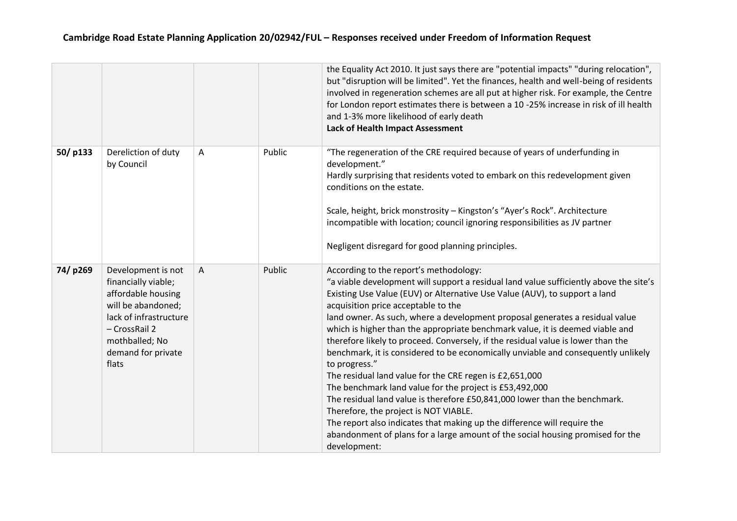# Cambridge Road Estate Planning Application 20/02942/FUL – Responses received under Freedom of Information Request

| | | | | |
|---|---|---|---|---|
| | | | | the Equality Act 2010. It just says there are "potential impacts" "during relocation", but "disruption will be limited". Yet the finances, health and well-being of residents involved in regeneration schemes are all put at higher risk. For example, the Centre for London report estimates there is between a 10 -25% increase in risk of ill health and 1-3% more likelihood of early death<br>**Lack of Health Impact Assessment** |
| **50/ p133** | Dereliction of duty by Council | A | Public | "The regeneration of the CRE required because of years of underfunding in development."<br>Hardly surprising that residents voted to embark on this redevelopment given conditions on the estate.<br><br>Scale, height, brick monstrosity – Kingston's "Ayer's Rock". Architecture incompatible with location; council ignoring responsibilities as JV partner<br><br>Negligent disregard for good planning principles. |
| **74/ p269** | Development is not financially viable; affordable housing will be abandoned; lack of infrastructure – CrossRail 2 mothballed; No demand for private flats | A | Public | According to the report's methodology:<br>"a viable development will support a residual land value sufficiently above the site's Existing Use Value (EUV) or Alternative Use Value (AUV), to support a land acquisition price acceptable to the land owner. As such, where a development proposal generates a residual value which is higher than the appropriate benchmark value, it is deemed viable and therefore likely to proceed. Conversely, if the residual value is lower than the benchmark, it is considered to be economically unviable and consequently unlikely to progress."<br>The residual land value for the CRE regen is £2,651,000<br>The benchmark land value for the project is £53,492,000<br>The residual land value is therefore £50,841,000 lower than the benchmark.<br>Therefore, the project is NOT VIABLE.<br>The report also indicates that making up the difference will require the abandonment of plans for a large amount of the social housing promised for the development: |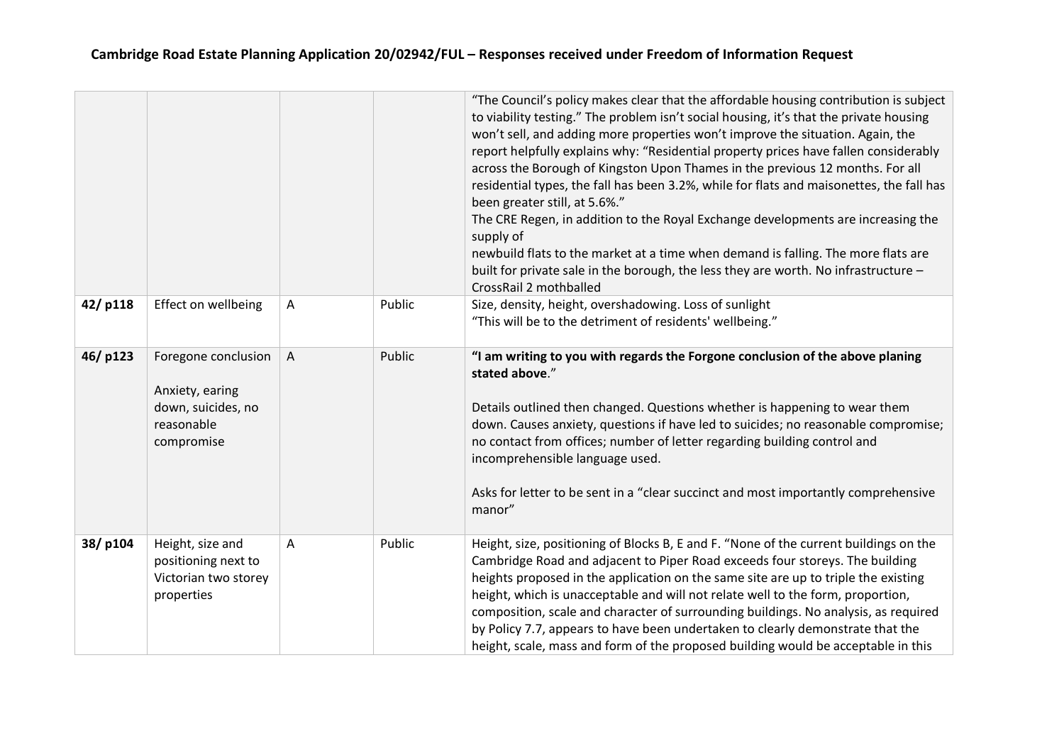## Cambridge Road Estate Planning Application 20/02942/FUL – Responses received under Freedom of Information Request

| | | | | |
|---|---|---|---|---|
| | | | | "The Council's policy makes clear that the affordable housing contribution is subject to viability testing." The problem isn't social housing, it's that the private housing won't sell, and adding more properties won't improve the situation. Again, the report helpfully explains why: "Residential property prices have fallen considerably across the Borough of Kingston Upon Thames in the previous 12 months. For all residential types, the fall has been 3.2%, while for flats and maisonettes, the fall has been greater still, at 5.6%."<br>The CRE Regen, in addition to the Royal Exchange developments are increasing the supply of<br>newbuild flats to the market at a time when demand is falling. The more flats are built for private sale in the borough, the less they are worth. No infrastructure – CrossRail 2 mothballed |
| **42/ p118** | Effect on wellbeing | A | Public | Size, density, height, overshadowing. Loss of sunlight<br>"This will be to the detriment of residents' wellbeing." |
| **46/ p123** | Foregone conclusion<br><br>Anxiety, earing down, suicides, no reasonable compromise | A | Public | **"I am writing to you with regards the Forgone conclusion of the above planing stated above**."<br><br>Details outlined then changed. Questions whether is happening to wear them down. Causes anxiety, questions if have led to suicides; no reasonable compromise; no contact from offices; number of letter regarding building control and incomprehensible language used.<br><br>Asks for letter to be sent in a "clear succinct and most importantly comprehensive manor" |
| **38/ p104** | Height, size and positioning next to Victorian two storey properties | A | Public | Height, size, positioning of Blocks B, E and F. "None of the current buildings on the Cambridge Road and adjacent to Piper Road exceeds four storeys. The building heights proposed in the application on the same site are up to triple the existing height, which is unacceptable and will not relate well to the form, proportion, composition, scale and character of surrounding buildings. No analysis, as required by Policy 7.7, appears to have been undertaken to clearly demonstrate that the height, scale, mass and form of the proposed building would be acceptable in this |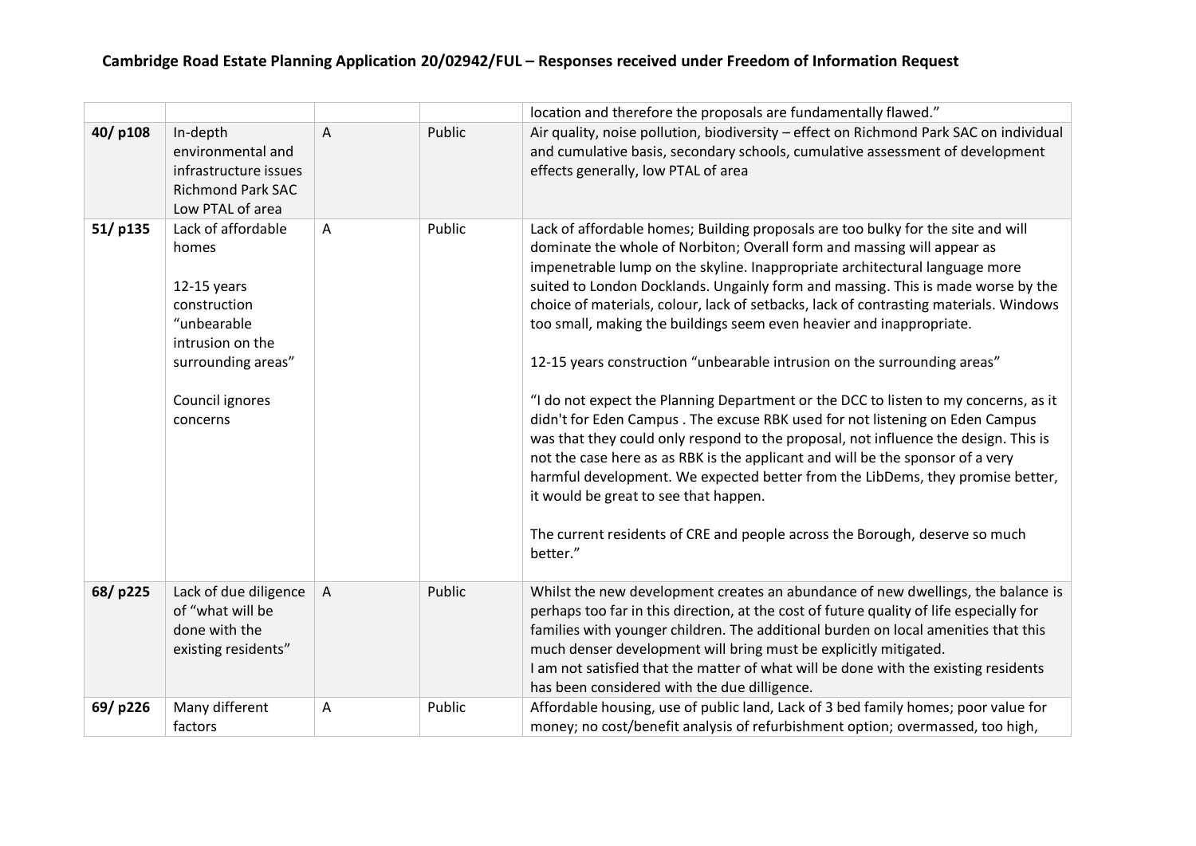# Cambridge Road Estate Planning Application 20/02942/FUL – Responses received under Freedom of Information Request

| | | | | |
|---|---|---|---|---|
| | | | | location and therefore the proposals are fundamentally flawed." |
| **40/ p108** | In-depth environmental and infrastructure issues Richmond Park SAC Low PTAL of area | A | Public | Air quality, noise pollution, biodiversity – effect on Richmond Park SAC on individual and cumulative basis, secondary schools, cumulative assessment of development effects generally, low PTAL of area |
| **51/ p135** | Lack of affordable homes<br><br>12-15 years construction "unbearable intrusion on the surrounding areas"<br><br>Council ignores concerns | A | Public | Lack of affordable homes; Building proposals are too bulky for the site and will dominate the whole of Norbiton; Overall form and massing will appear as impenetrable lump on the skyline. Inappropriate architectural language more suited to London Docklands. Ungainly form and massing. This is made worse by the choice of materials, colour, lack of setbacks, lack of contrasting materials. Windows too small, making the buildings seem even heavier and inappropriate.<br><br>12-15 years construction "unbearable intrusion on the surrounding areas"<br><br>"I do not expect the Planning Department or the DCC to listen to my concerns, as it didn't for Eden Campus . The excuse RBK used for not listening on Eden Campus was that they could only respond to the proposal, not influence the design. This is not the case here as as RBK is the applicant and will be the sponsor of a very harmful development. We expected better from the LibDems, they promise better, it would be great to see that happen.<br><br>The current residents of CRE and people across the Borough, deserve so much better." |
| **68/ p225** | Lack of due diligence of "what will be done with the existing residents" | A | Public | Whilst the new development creates an abundance of new dwellings, the balance is perhaps too far in this direction, at the cost of future quality of life especially for families with younger children. The additional burden on local amenities that this much denser development will bring must be explicitly mitigated.<br>I am not satisfied that the matter of what will be done with the existing residents has been considered with the due dilligence. |
| **69/ p226** | Many different factors | A | Public | Affordable housing, use of public land, Lack of 3 bed family homes; poor value for money; no cost/benefit analysis of refurbishment option; overmassed, too high, |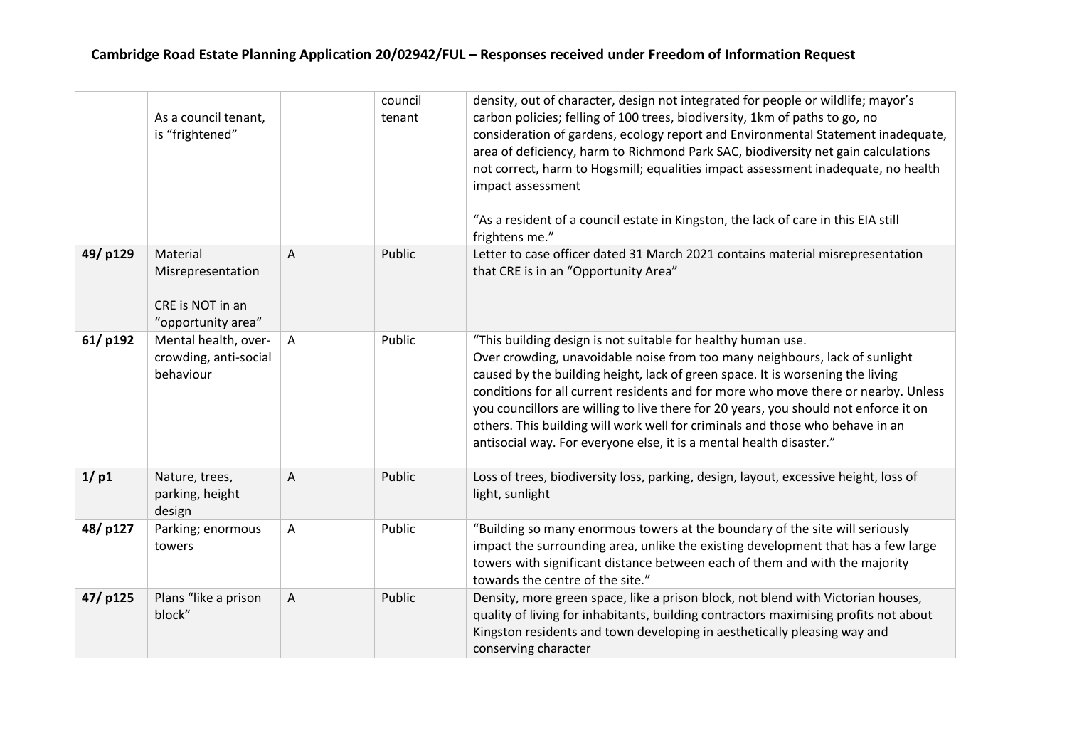## Cambridge Road Estate Planning Application 20/02942/FUL – Responses received under Freedom of Information Request

| | | | | |
|---|---|---|---|---|
| | As a council tenant, is "frightened" | | council tenant | density, out of character, design not integrated for people or wildlife; mayor's carbon policies; felling of 100 trees, biodiversity, 1km of paths to go, no consideration of gardens, ecology report and Environmental Statement inadequate, area of deficiency, harm to Richmond Park SAC, biodiversity net gain calculations not correct, harm to Hogsmill; equalities impact assessment inadequate, no health impact assessment<br><br>"As a resident of a council estate in Kingston, the lack of care in this EIA still frightens me." |
| **49/ p129** | Material Misrepresentation<br><br>CRE is NOT in an "opportunity area" | A | Public | Letter to case officer dated 31 March 2021 contains material misrepresentation that CRE is in an "Opportunity Area" |
| **61/ p192** | Mental health, over-crowding, anti-social behaviour | A | Public | "This building design is not suitable for healthy human use.<br>Over crowding, unavoidable noise from too many neighbours, lack of sunlight caused by the building height, lack of green space. It is worsening the living conditions for all current residents and for more who move there or nearby. Unless you councillors are willing to live there for 20 years, you should not enforce it on others. This building will work well for criminals and those who behave in an antisocial way. For everyone else, it is a mental health disaster." |
| **1/ p1** | Nature, trees, parking, height design | A | Public | Loss of trees, biodiversity loss, parking, design, layout, excessive height, loss of light, sunlight |
| **48/ p127** | Parking; enormous towers | A | Public | "Building so many enormous towers at the boundary of the site will seriously impact the surrounding area, unlike the existing development that has a few large towers with significant distance between each of them and with the majority towards the centre of the site." |
| **47/ p125** | Plans "like a prison block" | A | Public | Density, more green space, like a prison block, not blend with Victorian houses, quality of living for inhabitants, building contractors maximising profits not about Kingston residents and town developing in aesthetically pleasing way and conserving character |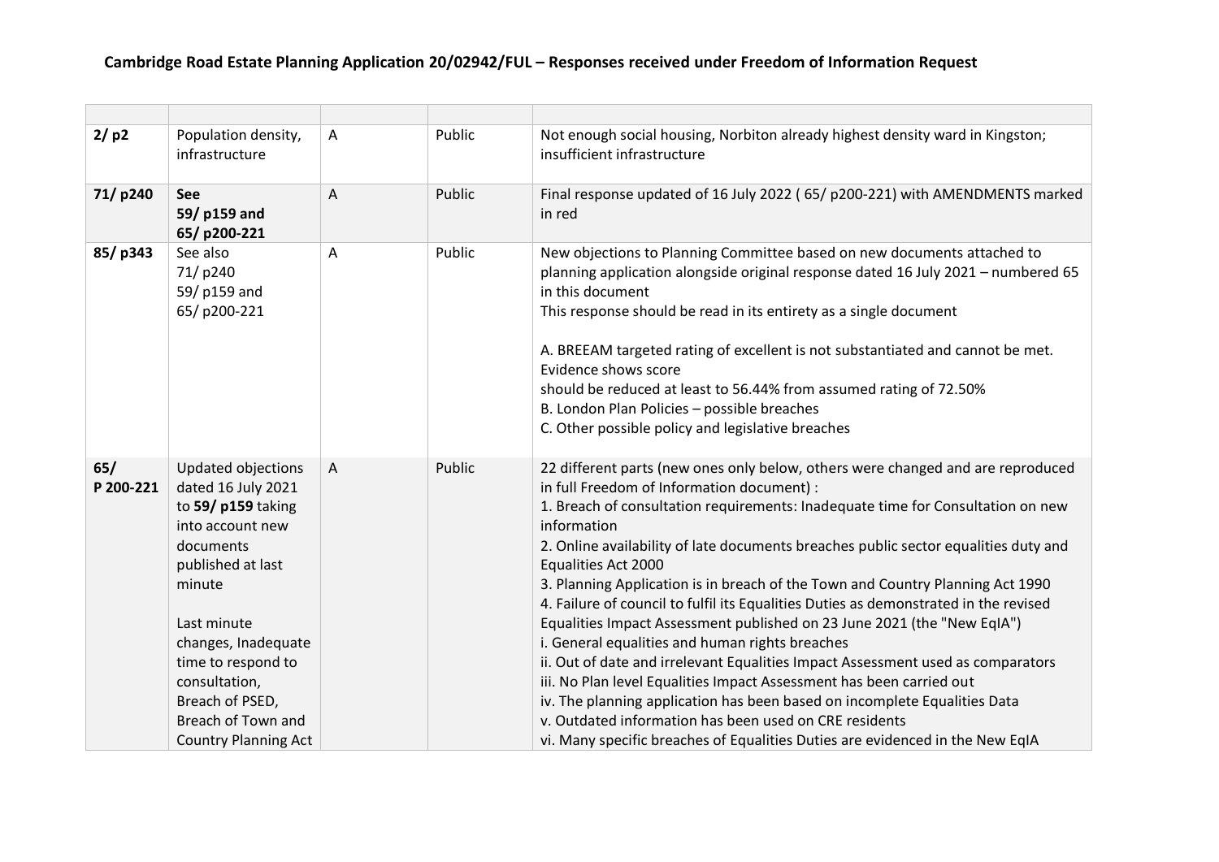**Cambridge Road Estate Planning Application 20/02942/FUL – Responses received under Freedom of Information Request**

| | | | | |
|---|---|---|---|---|
| **2/ p2** | Population density, infrastructure | A | Public | Not enough social housing, Norbiton already highest density ward in Kingston; insufficient infrastructure |
| **71/ p240** | **See 59/ p159 and 65/ p200-221** | A | Public | Final response updated of 16 July 2022 ( 65/ p200-221) with AMENDMENTS marked in red |
| **85/ p343** | See also 71/ p240 59/ p159 and 65/ p200-221 | A | Public | New objections to Planning Committee based on new documents attached to planning application alongside original response dated 16 July 2021 – numbered 65 in this document<br>This response should be read in its entirety as a single document<br><br>A. BREEAM targeted rating of excellent is not substantiated and cannot be met. Evidence shows score<br>should be reduced at least to 56.44% from assumed rating of 72.50%<br>B. London Plan Policies – possible breaches<br>C. Other possible policy and legislative breaches |
| **65/ P 200-221** | Updated objections dated 16 July 2021 to **59/ p159** taking into account new documents published at last minute<br><br>Last minute changes, Inadequate time to respond to consultation, Breach of PSED, Breach of Town and Country Planning Act | A | Public | 22 different parts (new ones only below, others were changed and are reproduced in full Freedom of Information document) :<br>1. Breach of consultation requirements: Inadequate time for Consultation on new information<br>2. Online availability of late documents breaches public sector equalities duty and Equalities Act 2000<br>3. Planning Application is in breach of the Town and Country Planning Act 1990<br>4. Failure of council to fulfil its Equalities Duties as demonstrated in the revised Equalities Impact Assessment published on 23 June 2021 (the "New EqIA")<br>i. General equalities and human rights breaches<br>ii. Out of date and irrelevant Equalities Impact Assessment used as comparators<br>iii. No Plan level Equalities Impact Assessment has been carried out<br>iv. The planning application has been based on incomplete Equalities Data<br>v. Outdated information has been used on CRE residents<br>vi. Many specific breaches of Equalities Duties are evidenced in the New EqIA |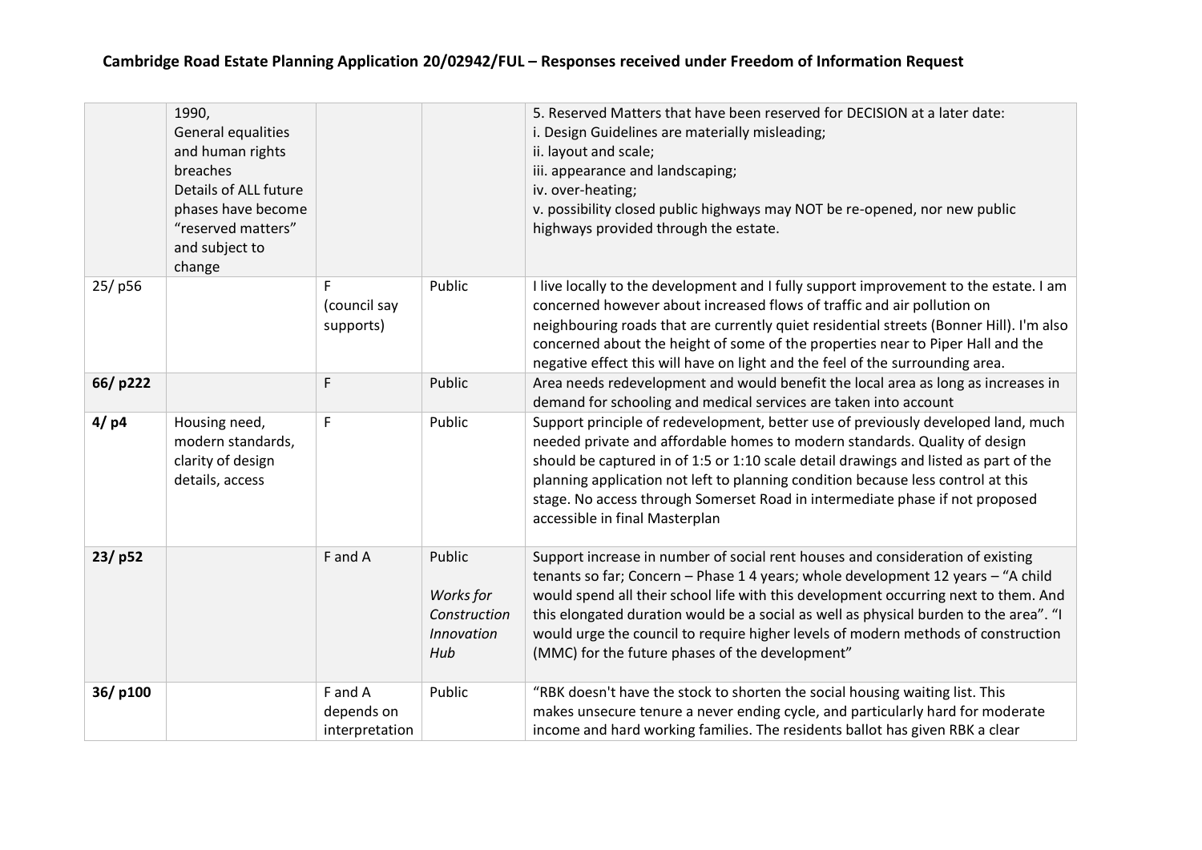**Cambridge Road Estate Planning Application 20/02942/FUL – Responses received under Freedom of Information Request**

| | | | | |
|---|---|---|---|---|
| | 1990,<br>General equalities and human rights breaches<br>Details of ALL future phases have become "reserved matters" and subject to change | | | 5. Reserved Matters that have been reserved for DECISION at a later date:<br>i. Design Guidelines are materially misleading;<br>ii. layout and scale;<br>iii. appearance and landscaping;<br>iv. over-heating;<br>v. possibility closed public highways may NOT be re-opened, nor new public highways provided through the estate. |
| 25/ p56 | | F<br>(council say supports) | Public | I live locally to the development and I fully support improvement to the estate. I am concerned however about increased flows of traffic and air pollution on neighbouring roads that are currently quiet residential streets (Bonner Hill). I'm also concerned about the height of some of the properties near to Piper Hall and the negative effect this will have on light and the feel of the surrounding area. |
| **66/ p222** | | F | Public | Area needs redevelopment and would benefit the local area as long as increases in demand for schooling and medical services are taken into account |
| **4/ p4** | Housing need, modern standards, clarity of design details, access | F | Public | Support principle of redevelopment, better use of previously developed land, much needed private and affordable homes to modern standards. Quality of design should be captured in of 1:5 or 1:10 scale detail drawings and listed as part of the planning application not left to planning condition because less control at this stage. No access through Somerset Road in intermediate phase if not proposed accessible in final Masterplan |
| **23/ p52** | | F and A | Public<br>*Works for Construction Innovation Hub* | Support increase in number of social rent houses and consideration of existing tenants so far; Concern – Phase 1 4 years; whole development 12 years – "A child would spend all their school life with this development occurring next to them. And this elongated duration would be a social as well as physical burden to the area". "I would urge the council to require higher levels of modern methods of construction (MMC) for the future phases of the development" |
| **36/ p100** | | F and A depends on interpretation | Public | "RBK doesn't have the stock to shorten the social housing waiting list. This makes unsecure tenure a never ending cycle, and particularly hard for moderate income and hard working families. The residents ballot has given RBK a clear |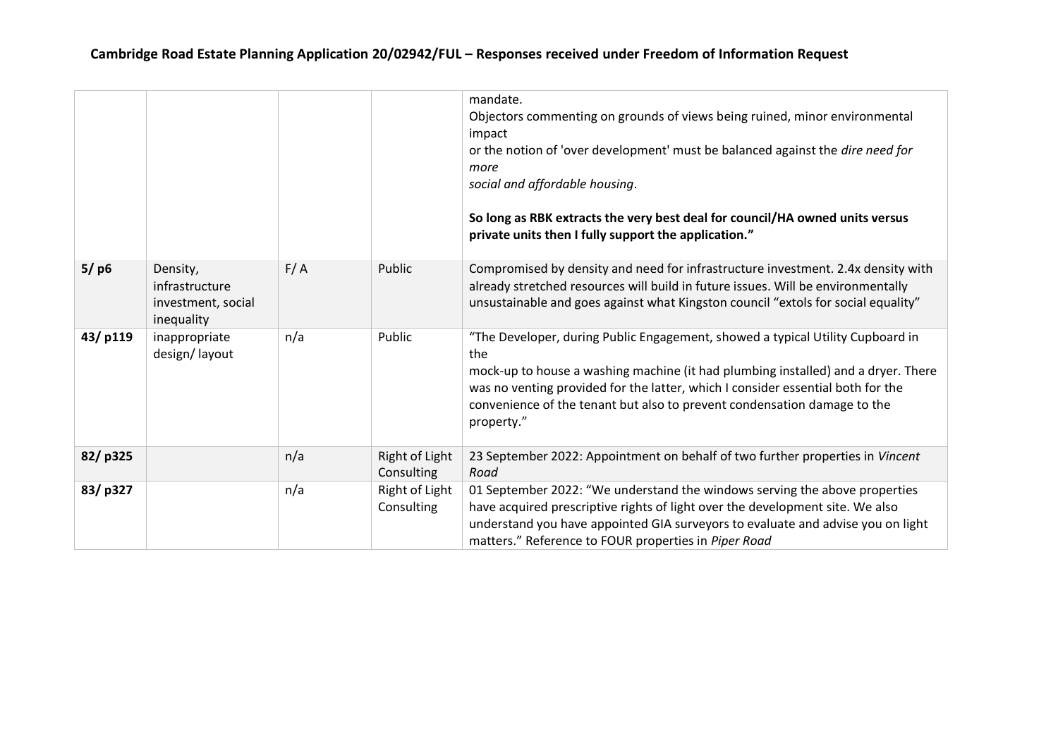**Cambridge Road Estate Planning Application 20/02942/FUL – Responses received under Freedom of Information Request**

| | | | | |
|---|---|---|---|---|
| | | | | mandate.<br>Objectors commenting on grounds of views being ruined, minor environmental impact<br>or the notion of 'over development' must be balanced against the *dire need for more*<br>*social and affordable housing*.<br><br>**So long as RBK extracts the very best deal for council/HA owned units versus private units then I fully support the application."** |
| **5/ p6** | Density, infrastructure investment, social inequality | F/ A | Public | Compromised by density and need for infrastructure investment. 2.4x density with already stretched resources will build in future issues. Will be environmentally unsustainable and goes against what Kingston council "extols for social equality" |
| **43/ p119** | inappropriate design/ layout | n/a | Public | "The Developer, during Public Engagement, showed a typical Utility Cupboard in the<br>mock-up to house a washing machine (it had plumbing installed) and a dryer. There was no venting provided for the latter, which I consider essential both for the convenience of the tenant but also to prevent condensation damage to the property." |
| **82/ p325** | | n/a | Right of Light Consulting | 23 September 2022: Appointment on behalf of two further properties in *Vincent Road* |
| **83/ p327** | | n/a | Right of Light Consulting | 01 September 2022: "We understand the windows serving the above properties have acquired prescriptive rights of light over the development site. We also understand you have appointed GIA surveyors to evaluate and advise you on light matters." Reference to FOUR properties in *Piper Road* |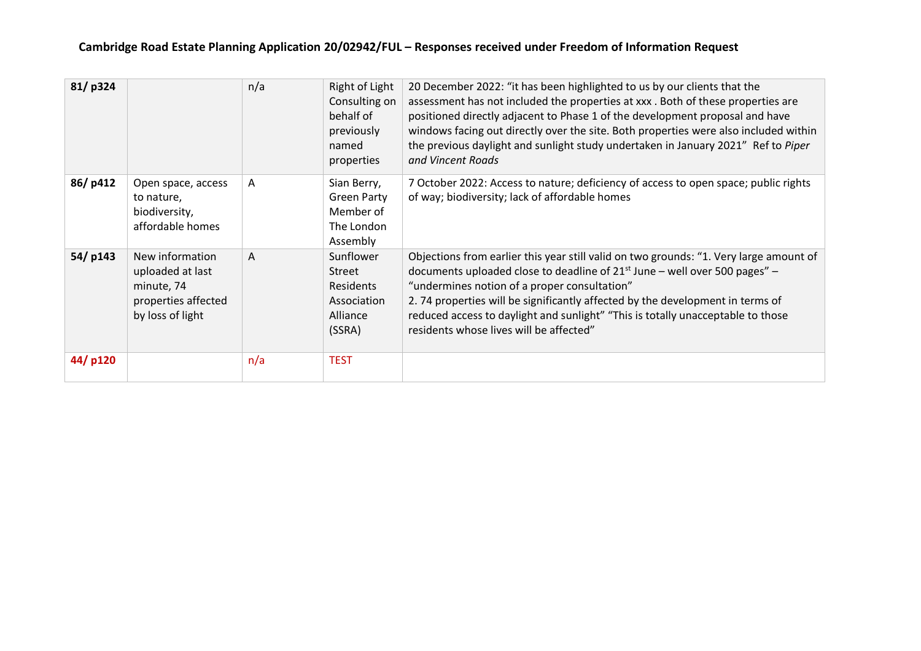## Cambridge Road Estate Planning Application 20/02942/FUL – Responses received under Freedom of Information Request

| | | | | |
|---|---|---|---|---|
| **81/ p324** | | n/a | Right of Light Consulting on behalf of previously named properties | 20 December 2022: "it has been highlighted to us by our clients that the assessment has not included the properties at xxx . Both of these properties are positioned directly adjacent to Phase 1 of the development proposal and have windows facing out directly over the site. Both properties were also included within the previous daylight and sunlight study undertaken in January 2021" Ref to *Piper and Vincent Roads* |
| **86/ p412** | Open space, access to nature, biodiversity, affordable homes | A | Sian Berry, Green Party Member of The London Assembly | 7 October 2022: Access to nature; deficiency of access to open space; public rights of way; biodiversity; lack of affordable homes |
| **54/ p143** | New information uploaded at last minute, 74 properties affected by loss of light | A | Sunflower Street Residents Association Alliance (SSRA) | Objections from earlier this year still valid on two grounds: "1. Very large amount of documents uploaded close to deadline of 21st June – well over 500 pages" – "undermines notion of a proper consultation"<br>2. 74 properties will be significantly affected by the development in terms of reduced access to daylight and sunlight" "This is totally unacceptable to those residents whose lives will be affected" |
| **44/ p120** | | n/a | TEST | |